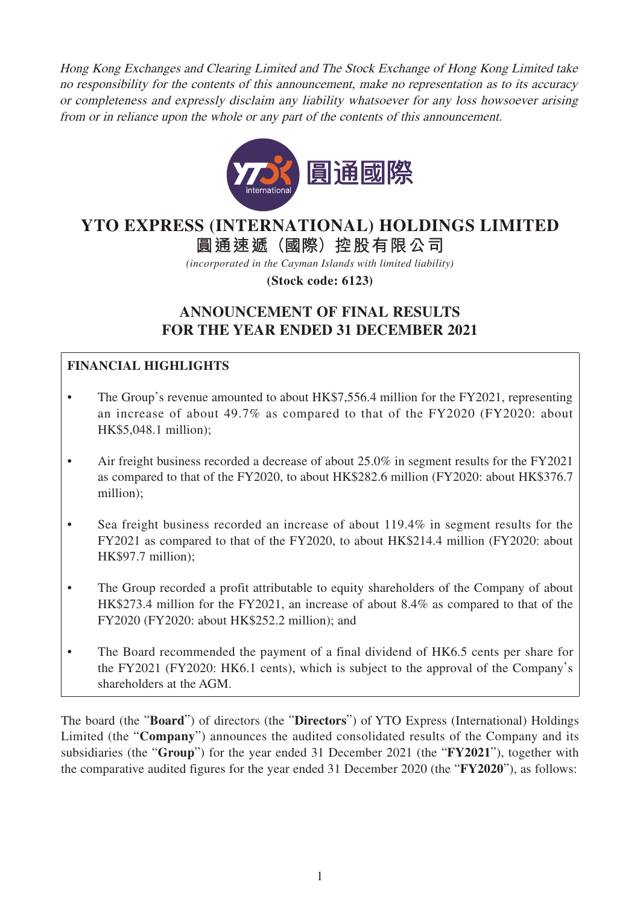*Hong Kong Exchanges and Clearing Limited and The Stock Exchange of Hong Kong Limited take no responsibility for the contents of this announcement, make no representation as to its accuracy or completeness and expressly disclaim any liability whatsoever for any loss howsoever arising from or in reliance upon the whole or any part of the contents of this announcement.*

圓通國際

# YTO EXPRESS (INTERNATIONAL) HOLDINGS LIMITED
# 圓通速遞（國際）控股有限公司

*(incorporated in the Cayman Islands with limited liability)*

**(Stock code: 6123)**

## ANNOUNCEMENT OF FINAL RESULTS FOR THE YEAR ENDED 31 DECEMBER 2021

**FINANCIAL HIGHLIGHTS**

- The Group's revenue amounted to about HK$7,556.4 million for the FY2021, representing an increase of about 49.7% as compared to that of the FY2020 (FY2020: about HK$5,048.1 million);
- Air freight business recorded a decrease of about 25.0% in segment results for the FY2021 as compared to that of the FY2020, to about HK$282.6 million (FY2020: about HK$376.7 million);
- Sea freight business recorded an increase of about 119.4% in segment results for the FY2021 as compared to that of the FY2020, to about HK$214.4 million (FY2020: about HK$97.7 million);
- The Group recorded a profit attributable to equity shareholders of the Company of about HK$273.4 million for the FY2021, an increase of about 8.4% as compared to that of the FY2020 (FY2020: about HK$252.2 million); and
- The Board recommended the payment of a final dividend of HK6.5 cents per share for the FY2021 (FY2020: HK6.1 cents), which is subject to the approval of the Company's shareholders at the AGM.

The board (the "**Board**") of directors (the "**Directors**") of YTO Express (International) Holdings Limited (the "**Company**") announces the audited consolidated results of the Company and its subsidiaries (the "**Group**") for the year ended 31 December 2021 (the "**FY2021**"), together with the comparative audited figures for the year ended 31 December 2020 (the "**FY2020**"), as follows: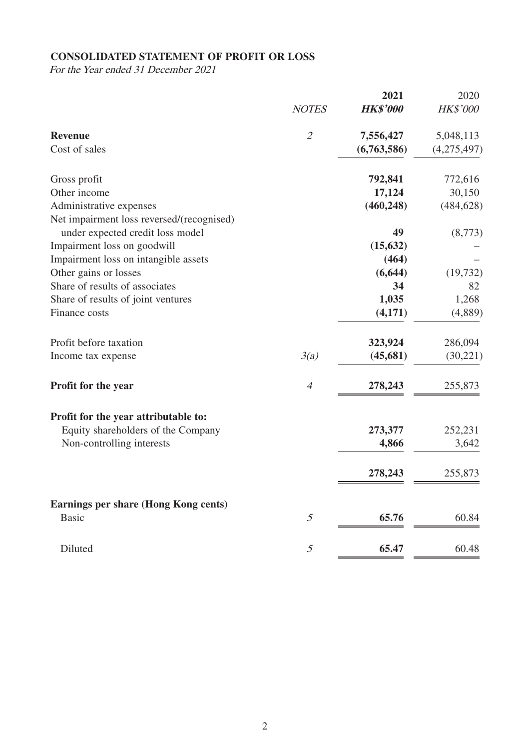**CONSOLIDATED STATEMENT OF PROFIT OR LOSS**

*For the Year ended 31 December 2021*

| | NOTES | 2021 HK$'000 | 2020 HK$'000 |
|---|---|---|---|
| **Revenue** | 2 | **7,556,427** | 5,048,113 |
| Cost of sales | | **(6,763,586)** | (4,275,497) |
| Gross profit | | **792,841** | 772,616 |
| Other income | | **17,124** | 30,150 |
| Administrative expenses | | **(460,248)** | (484,628) |
| Net impairment loss reversed/(recognised) under expected credit loss model | | **49** | (8,773) |
| Impairment loss on goodwill | | **(15,632)** | – |
| Impairment loss on intangible assets | | **(464)** | – |
| Other gains or losses | | **(6,644)** | (19,732) |
| Share of results of associates | | **34** | 82 |
| Share of results of joint ventures | | **1,035** | 1,268 |
| Finance costs | | **(4,171)** | (4,889) |
| Profit before taxation | | **323,924** | 286,094 |
| Income tax expense | 3(a) | **(45,681)** | (30,221) |
| **Profit for the year** | 4 | **278,243** | 255,873 |
| **Profit for the year attributable to:** | | | |
| Equity shareholders of the Company | | **273,377** | 252,231 |
| Non-controlling interests | | **4,866** | 3,642 |
| | | **278,243** | 255,873 |
| **Earnings per share (Hong Kong cents)** | | | |
| Basic | 5 | **65.76** | 60.84 |
| Diluted | 5 | **65.47** | 60.48 |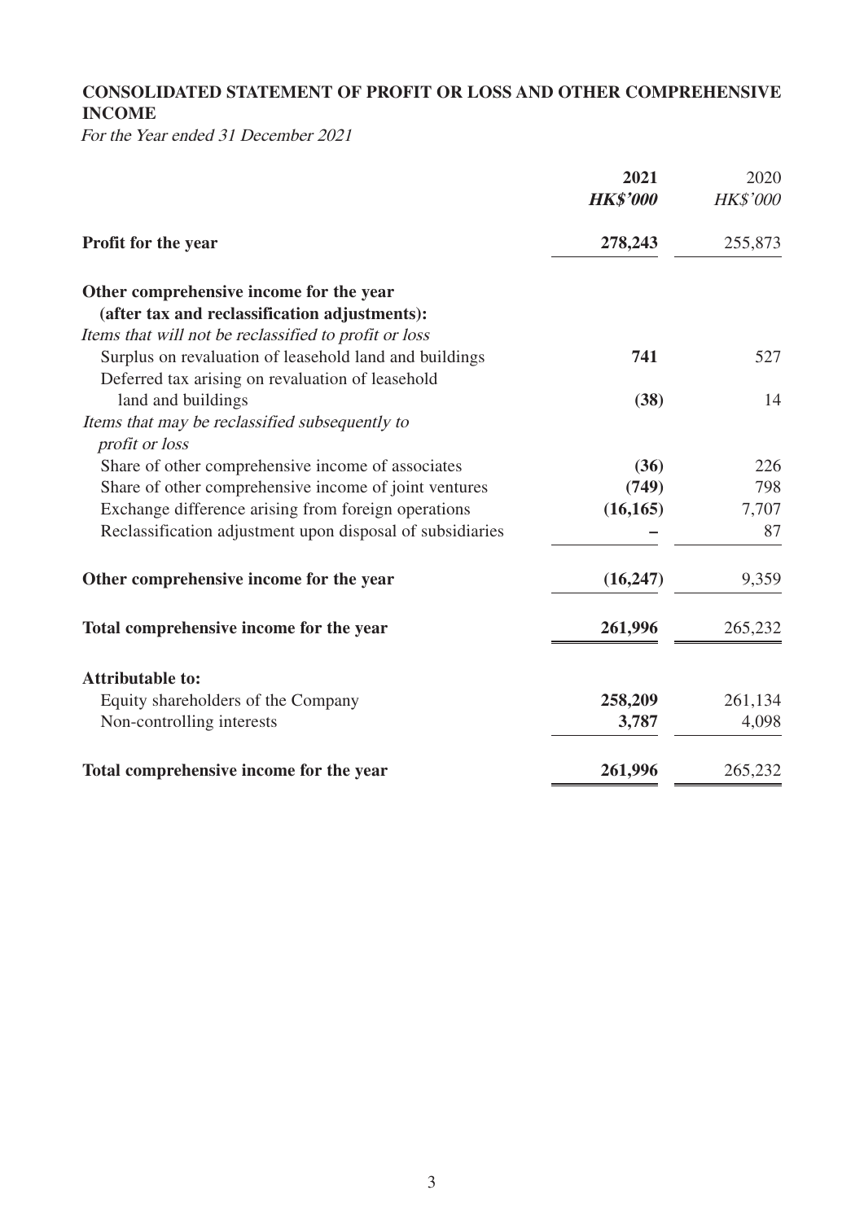## CONSOLIDATED STATEMENT OF PROFIT OR LOSS AND OTHER COMPREHENSIVE INCOME

*For the Year ended 31 December 2021*

| | **2021** | 2020 |
|---|---|---|
| | ***HK$'000*** | *HK$'000* |
| **Profit for the year** | **278,243** | 255,873 |
| **Other comprehensive income for the year (after tax and reclassification adjustments):** | | |
| *Items that will not be reclassified to profit or loss* | | |
| Surplus on revaluation of leasehold land and buildings | **741** | 527 |
| Deferred tax arising on revaluation of leasehold land and buildings | **(38)** | 14 |
| *Items that may be reclassified subsequently to profit or loss* | | |
| Share of other comprehensive income of associates | **(36)** | 226 |
| Share of other comprehensive income of joint ventures | **(749)** | 798 |
| Exchange difference arising from foreign operations | **(16,165)** | 7,707 |
| Reclassification adjustment upon disposal of subsidiaries | **–** | 87 |
| **Other comprehensive income for the year** | **(16,247)** | 9,359 |
| **Total comprehensive income for the year** | **261,996** | 265,232 |
| **Attributable to:** | | |
| Equity shareholders of the Company | **258,209** | 261,134 |
| Non-controlling interests | **3,787** | 4,098 |
| **Total comprehensive income for the year** | **261,996** | 265,232 |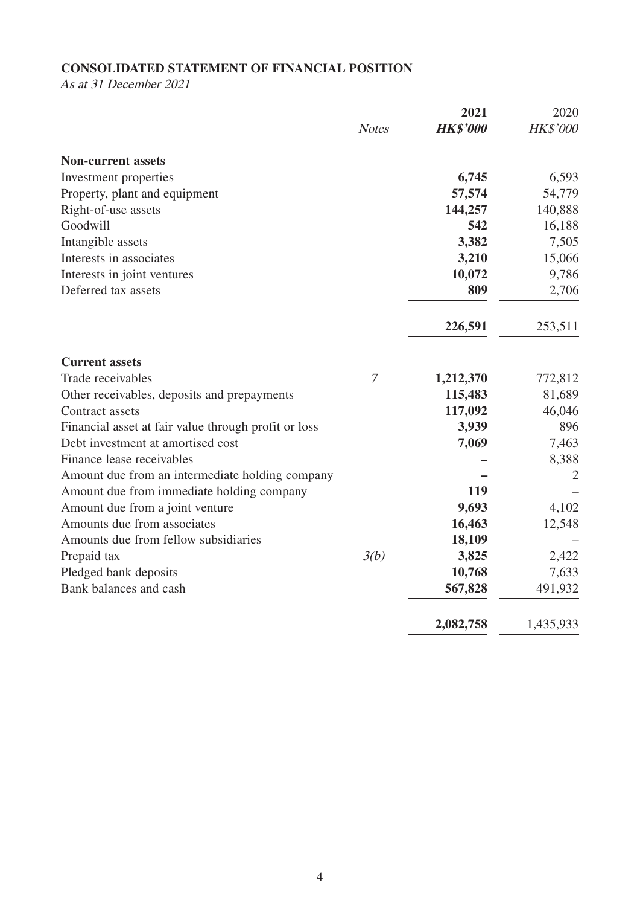**CONSOLIDATED STATEMENT OF FINANCIAL POSITION**

*As at 31 December 2021*

| | *Notes* | **2021** | 2020 |
|---|---|---|---|
| | | ***HK$'000*** | *HK$'000* |
| **Non-current assets** | | | |
| Investment properties | | **6,745** | 6,593 |
| Property, plant and equipment | | **57,574** | 54,779 |
| Right-of-use assets | | **144,257** | 140,888 |
| Goodwill | | **542** | 16,188 |
| Intangible assets | | **3,382** | 7,505 |
| Interests in associates | | **3,210** | 15,066 |
| Interests in joint ventures | | **10,072** | 9,786 |
| Deferred tax assets | | **809** | 2,706 |
| | | **226,591** | 253,511 |
| **Current assets** | | | |
| Trade receivables | *7* | **1,212,370** | 772,812 |
| Other receivables, deposits and prepayments | | **115,483** | 81,689 |
| Contract assets | | **117,092** | 46,046 |
| Financial asset at fair value through profit or loss | | **3,939** | 896 |
| Debt investment at amortised cost | | **7,069** | 7,463 |
| Finance lease receivables | | **–** | 8,388 |
| Amount due from an intermediate holding company | | **–** | 2 |
| Amount due from immediate holding company | | **119** | – |
| Amount due from a joint venture | | **9,693** | 4,102 |
| Amounts due from associates | | **16,463** | 12,548 |
| Amounts due from fellow subsidiaries | | **18,109** | – |
| Prepaid tax | *3(b)* | **3,825** | 2,422 |
| Pledged bank deposits | | **10,768** | 7,633 |
| Bank balances and cash | | **567,828** | 491,932 |
| | | **2,082,758** | 1,435,933 |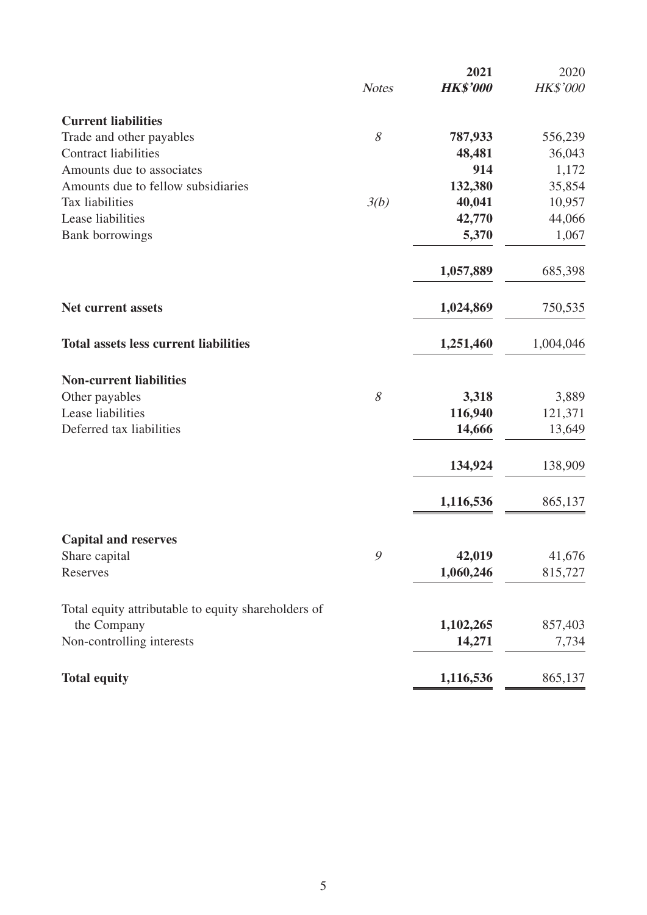| | Notes | 2021 HK$'000 | 2020 HK$'000 |
|---|---|---|---|
| **Current liabilities** | | | |
| Trade and other payables | 8 | **787,933** | 556,239 |
| Contract liabilities | | **48,481** | 36,043 |
| Amounts due to associates | | **914** | 1,172 |
| Amounts due to fellow subsidiaries | | **132,380** | 35,854 |
| Tax liabilities | 3(b) | **40,041** | 10,957 |
| Lease liabilities | | **42,770** | 44,066 |
| Bank borrowings | | **5,370** | 1,067 |
| | | **1,057,889** | 685,398 |
| **Net current assets** | | **1,024,869** | 750,535 |
| **Total assets less current liabilities** | | **1,251,460** | 1,004,046 |
| **Non-current liabilities** | | | |
| Other payables | 8 | **3,318** | 3,889 |
| Lease liabilities | | **116,940** | 121,371 |
| Deferred tax liabilities | | **14,666** | 13,649 |
| | | **134,924** | 138,909 |
| | | **1,116,536** | 865,137 |
| **Capital and reserves** | | | |
| Share capital | 9 | **42,019** | 41,676 |
| Reserves | | **1,060,246** | 815,727 |
| Total equity attributable to equity shareholders of the Company | | **1,102,265** | 857,403 |
| Non-controlling interests | | **14,271** | 7,734 |
| **Total equity** | | **1,116,536** | 865,137 |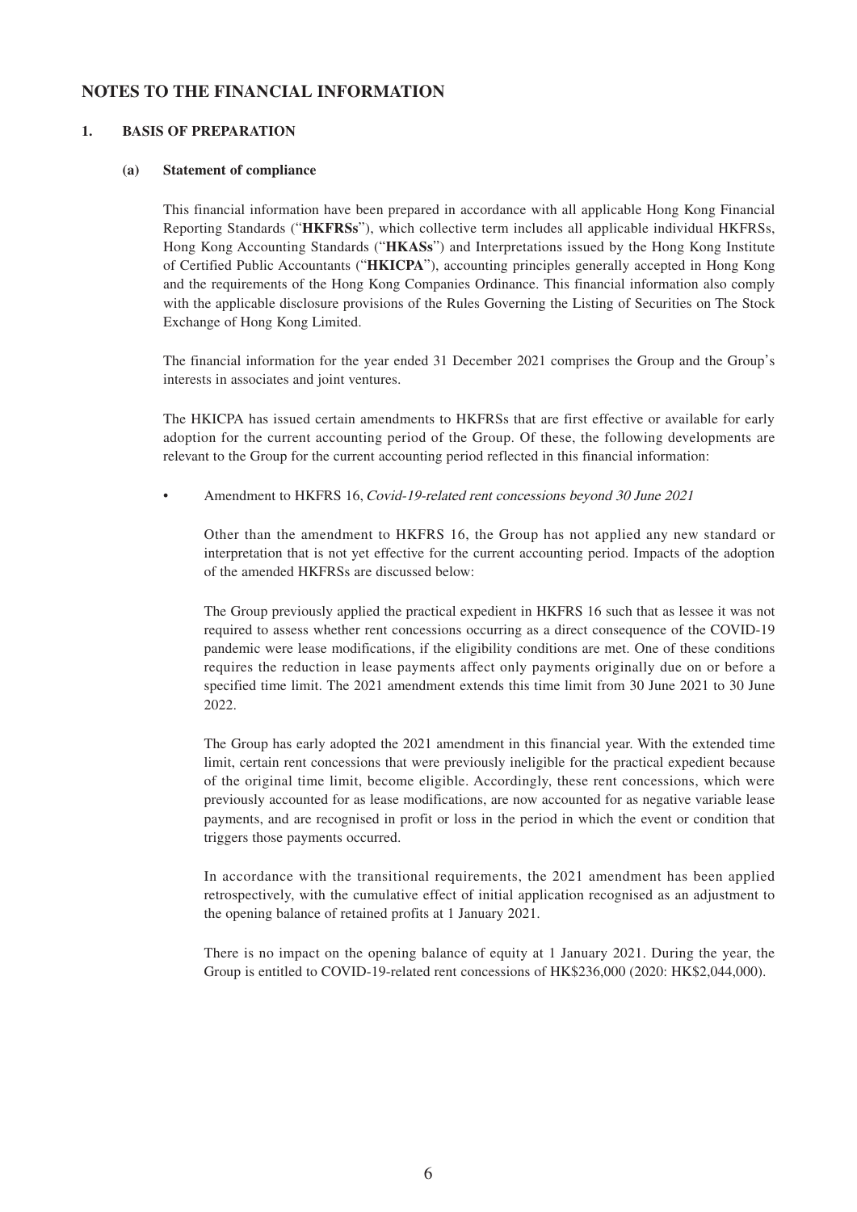## NOTES TO THE FINANCIAL INFORMATION

### 1. BASIS OF PREPARATION

#### (a) Statement of compliance

This financial information have been prepared in accordance with all applicable Hong Kong Financial Reporting Standards ("**HKFRSs**"), which collective term includes all applicable individual HKFRSs, Hong Kong Accounting Standards ("**HKASs**") and Interpretations issued by the Hong Kong Institute of Certified Public Accountants ("**HKICPA**"), accounting principles generally accepted in Hong Kong and the requirements of the Hong Kong Companies Ordinance. This financial information also comply with the applicable disclosure provisions of the Rules Governing the Listing of Securities on The Stock Exchange of Hong Kong Limited.

The financial information for the year ended 31 December 2021 comprises the Group and the Group's interests in associates and joint ventures.

The HKICPA has issued certain amendments to HKFRSs that are first effective or available for early adoption for the current accounting period of the Group. Of these, the following developments are relevant to the Group for the current accounting period reflected in this financial information:

- Amendment to HKFRS 16, *Covid-19-related rent concessions beyond 30 June 2021*

Other than the amendment to HKFRS 16, the Group has not applied any new standard or interpretation that is not yet effective for the current accounting period. Impacts of the adoption of the amended HKFRSs are discussed below:

The Group previously applied the practical expedient in HKFRS 16 such that as lessee it was not required to assess whether rent concessions occurring as a direct consequence of the COVID-19 pandemic were lease modifications, if the eligibility conditions are met. One of these conditions requires the reduction in lease payments affect only payments originally due on or before a specified time limit. The 2021 amendment extends this time limit from 30 June 2021 to 30 June 2022.

The Group has early adopted the 2021 amendment in this financial year. With the extended time limit, certain rent concessions that were previously ineligible for the practical expedient because of the original time limit, become eligible. Accordingly, these rent concessions, which were previously accounted for as lease modifications, are now accounted for as negative variable lease payments, and are recognised in profit or loss in the period in which the event or condition that triggers those payments occurred.

In accordance with the transitional requirements, the 2021 amendment has been applied retrospectively, with the cumulative effect of initial application recognised as an adjustment to the opening balance of retained profits at 1 January 2021.

There is no impact on the opening balance of equity at 1 January 2021. During the year, the Group is entitled to COVID-19-related rent concessions of HK$236,000 (2020: HK$2,044,000).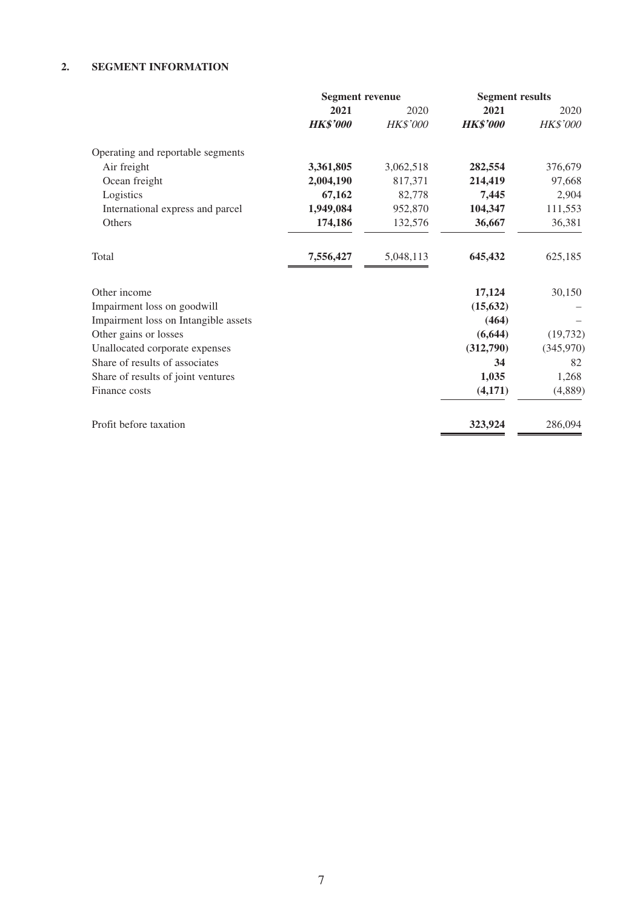## 2. SEGMENT INFORMATION

| | Segment revenue | | Segment results | |
|---|---|---|---|---|
| | **2021** | 2020 | **2021** | 2020 |
| | ***HK$'000*** | *HK$'000* | ***HK$'000*** | *HK$'000* |
| Operating and reportable segments | | | | |
| Air freight | **3,361,805** | 3,062,518 | **282,554** | 376,679 |
| Ocean freight | **2,004,190** | 817,371 | **214,419** | 97,668 |
| Logistics | **67,162** | 82,778 | **7,445** | 2,904 |
| International express and parcel | **1,949,084** | 952,870 | **104,347** | 111,553 |
| Others | **174,186** | 132,576 | **36,667** | 36,381 |
| Total | **7,556,427** | 5,048,113 | **645,432** | 625,185 |
| Other income | | | **17,124** | 30,150 |
| Impairment loss on goodwill | | | **(15,632)** | – |
| Impairment loss on Intangible assets | | | **(464)** | – |
| Other gains or losses | | | **(6,644)** | (19,732) |
| Unallocated corporate expenses | | | **(312,790)** | (345,970) |
| Share of results of associates | | | **34** | 82 |
| Share of results of joint ventures | | | **1,035** | 1,268 |
| Finance costs | | | **(4,171)** | (4,889) |
| Profit before taxation | | | **323,924** | 286,094 |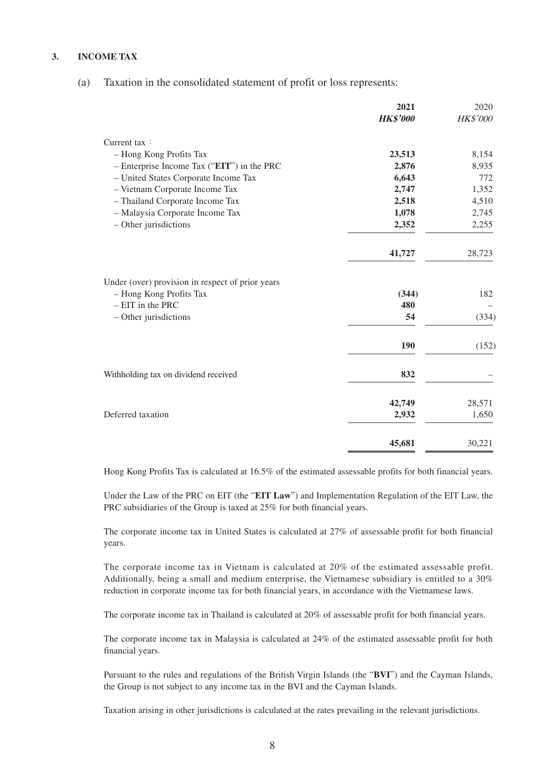### 3. INCOME TAX

(a) Taxation in the consolidated statement of profit or loss represents:

| | **2021** | 2020 |
|---|---|---|
| | ***HK$'000*** | *HK$'000* |
| Current tax： | | |
| – Hong Kong Profits Tax | **23,513** | 8,154 |
| – Enterprise Income Tax ("**EIT**") in the PRC | **2,876** | 8,935 |
| – United States Corporate Income Tax | **6,643** | 772 |
| – Vietnam Corporate Income Tax | **2,747** | 1,352 |
| – Thailand Corporate Income Tax | **2,518** | 4,510 |
| – Malaysia Corporate Income Tax | **1,078** | 2,745 |
| – Other jurisdictions | **2,352** | 2,255 |
| | **41,727** | 28,723 |
| Under (over) provision in respect of prior years | | |
| – Hong Kong Profits Tax | **(344)** | 182 |
| – EIT in the PRC | **480** | – |
| – Other jurisdictions | **54** | (334) |
| | **190** | (152) |
| Withholding tax on dividend received | **832** | – |
| | **42,749** | 28,571 |
| Deferred taxation | **2,932** | 1,650 |
| | **45,681** | 30,221 |

Hong Kong Profits Tax is calculated at 16.5% of the estimated assessable profits for both financial years.

Under the Law of the PRC on EIT (the "**EIT Law**") and Implementation Regulation of the EIT Law, the PRC subsidiaries of the Group is taxed at 25% for both financial years.

The corporate income tax in United States is calculated at 27% of assessable profit for both financial years.

The corporate income tax in Vietnam is calculated at 20% of the estimated assessable profit. Additionally, being a small and medium enterprise, the Vietnamese subsidiary is entitled to a 30% reduction in corporate income tax for both financial years, in accordance with the Vietnamese laws.

The corporate income tax in Thailand is calculated at 20% of assessable profit for both financial years.

The corporate income tax in Malaysia is calculated at 24% of the estimated assessable profit for both financial years.

Pursuant to the rules and regulations of the British Virgin Islands (the "**BVI**") and the Cayman Islands, the Group is not subject to any income tax in the BVI and the Cayman Islands.

Taxation arising in other jurisdictions is calculated at the rates prevailing in the relevant jurisdictions.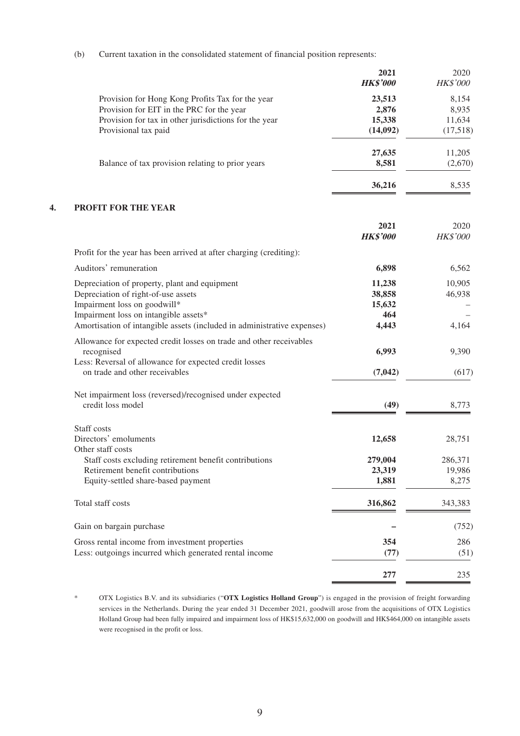(b) Current taxation in the consolidated statement of financial position represents:

| | 2021 | 2020 |
|---|---|---|
| | ***HK$'000*** | *HK$'000* |
| Provision for Hong Kong Profits Tax for the year | **23,513** | 8,154 |
| Provision for EIT in the PRC for the year | **2,876** | 8,935 |
| Provision for tax in other jurisdictions for the year | **15,338** | 11,634 |
| Provisional tax paid | **(14,092)** | (17,518) |
| | **27,635** | 11,205 |
| Balance of tax provision relating to prior years | **8,581** | (2,670) |
| | **36,216** | 8,535 |

## 4. PROFIT FOR THE YEAR

| | 2021 | 2020 |
|---|---|---|
| | ***HK$'000*** | *HK$'000* |
| Profit for the year has been arrived at after charging (crediting): | | |
| Auditors' remuneration | **6,898** | 6,562 |
| Depreciation of property, plant and equipment | **11,238** | 10,905 |
| Depreciation of right-of-use assets | **38,858** | 46,938 |
| Impairment loss on goodwill* | **15,632** | – |
| Impairment loss on intangible assets* | **464** | – |
| Amortisation of intangible assets (included in administrative expenses) | **4,443** | 4,164 |
| Allowance for expected credit losses on trade and other receivables recognised | **6,993** | 9,390 |
| Less: Reversal of allowance for expected credit losses on trade and other receivables | **(7,042)** | (617) |
| Net impairment loss (reversed)/recognised under expected credit loss model | **(49)** | 8,773 |
| Staff costs | | |
| Directors' emoluments | **12,658** | 28,751 |
| Other staff costs | | |
| Staff costs excluding retirement benefit contributions | **279,004** | 286,371 |
| Retirement benefit contributions | **23,319** | 19,986 |
| Equity-settled share-based payment | **1,881** | 8,275 |
| Total staff costs | **316,862** | 343,383 |
| Gain on bargain purchase | **–** | (752) |
| Gross rental income from investment properties | **354** | 286 |
| Less: outgoings incurred which generated rental income | **(77)** | (51) |
| | **277** | 235 |

\* OTX Logistics B.V. and its subsidiaries ("**OTX Logistics Holland Group**") is engaged in the provision of freight forwarding services in the Netherlands. During the year ended 31 December 2021, goodwill arose from the acquisitions of OTX Logistics Holland Group had been fully impaired and impairment loss of HK$15,632,000 on goodwill and HK$464,000 on intangible assets were recognised in the profit or loss.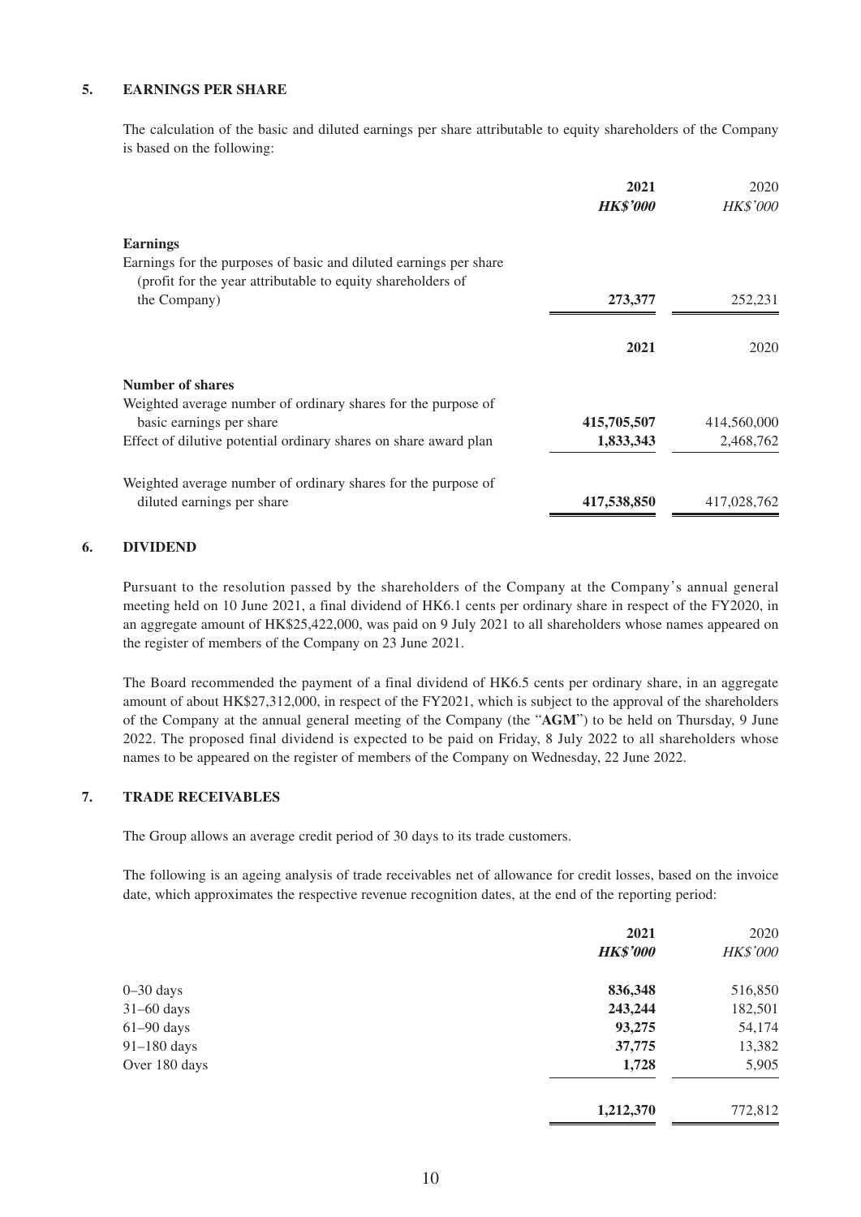## 5. EARNINGS PER SHARE

The calculation of the basic and diluted earnings per share attributable to equity shareholders of the Company is based on the following:

| | 2021 | 2020 |
|---|---|---|
| | ***HK$'000*** | *HK$'000* |
| **Earnings** | | |
| Earnings for the purposes of basic and diluted earnings per share (profit for the year attributable to equity shareholders of the Company) | **273,377** | 252,231 |

| | 2021 | 2020 |
|---|---|---|
| **Number of shares** | | |
| Weighted average number of ordinary shares for the purpose of basic earnings per share | **415,705,507** | 414,560,000 |
| Effect of dilutive potential ordinary shares on share award plan | **1,833,343** | 2,468,762 |
| Weighted average number of ordinary shares for the purpose of diluted earnings per share | **417,538,850** | 417,028,762 |

## 6. DIVIDEND

Pursuant to the resolution passed by the shareholders of the Company at the Company's annual general meeting held on 10 June 2021, a final dividend of HK6.1 cents per ordinary share in respect of the FY2020, in an aggregate amount of HK$25,422,000, was paid on 9 July 2021 to all shareholders whose names appeared on the register of members of the Company on 23 June 2021.

The Board recommended the payment of a final dividend of HK6.5 cents per ordinary share, in an aggregate amount of about HK$27,312,000, in respect of the FY2021, which is subject to the approval of the shareholders of the Company at the annual general meeting of the Company (the "**AGM**") to be held on Thursday, 9 June 2022. The proposed final dividend is expected to be paid on Friday, 8 July 2022 to all shareholders whose names to be appeared on the register of members of the Company on Wednesday, 22 June 2022.

## 7. TRADE RECEIVABLES

The Group allows an average credit period of 30 days to its trade customers.

The following is an ageing analysis of trade receivables net of allowance for credit losses, based on the invoice date, which approximates the respective revenue recognition dates, at the end of the reporting period:

| | 2021 | 2020 |
|---|---|---|
| | ***HK$'000*** | *HK$'000* |
| 0–30 days | **836,348** | 516,850 |
| 31–60 days | **243,244** | 182,501 |
| 61–90 days | **93,275** | 54,174 |
| 91–180 days | **37,775** | 13,382 |
| Over 180 days | **1,728** | 5,905 |
| | **1,212,370** | 772,812 |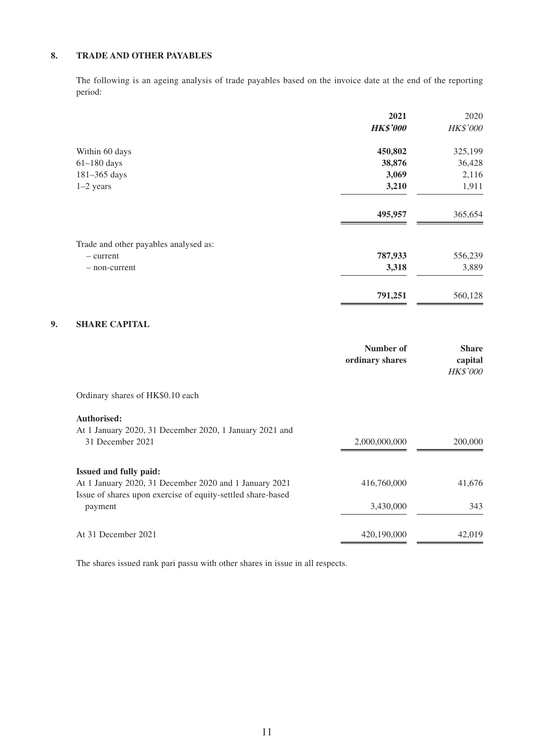## 8. TRADE AND OTHER PAYABLES

The following is an ageing analysis of trade payables based on the invoice date at the end of the reporting period:

| | **2021** | 2020 |
|---|---|---|
| | ***HK$'000*** | *HK$'000* |
| Within 60 days | **450,802** | 325,199 |
| 61–180 days | **38,876** | 36,428 |
| 181–365 days | **3,069** | 2,116 |
| 1–2 years | **3,210** | 1,911 |
| | **495,957** | 365,654 |
| Trade and other payables analysed as: | | |
| – current | **787,933** | 556,239 |
| – non-current | **3,318** | 3,889 |
| | **791,251** | 560,128 |

## 9. SHARE CAPITAL

| | **Number of ordinary shares** | **Share capital** |
|---|---|---|
| | | *HK$'000* |
| Ordinary shares of HK$0.10 each | | |
| **Authorised:** | | |
| At 1 January 2020, 31 December 2020, 1 January 2021 and 31 December 2021 | 2,000,000,000 | 200,000 |
| **Issued and fully paid:** | | |
| At 1 January 2020, 31 December 2020 and 1 January 2021 | 416,760,000 | 41,676 |
| Issue of shares upon exercise of equity-settled share-based payment | 3,430,000 | 343 |
| At 31 December 2021 | 420,190,000 | 42,019 |

The shares issued rank pari passu with other shares in issue in all respects.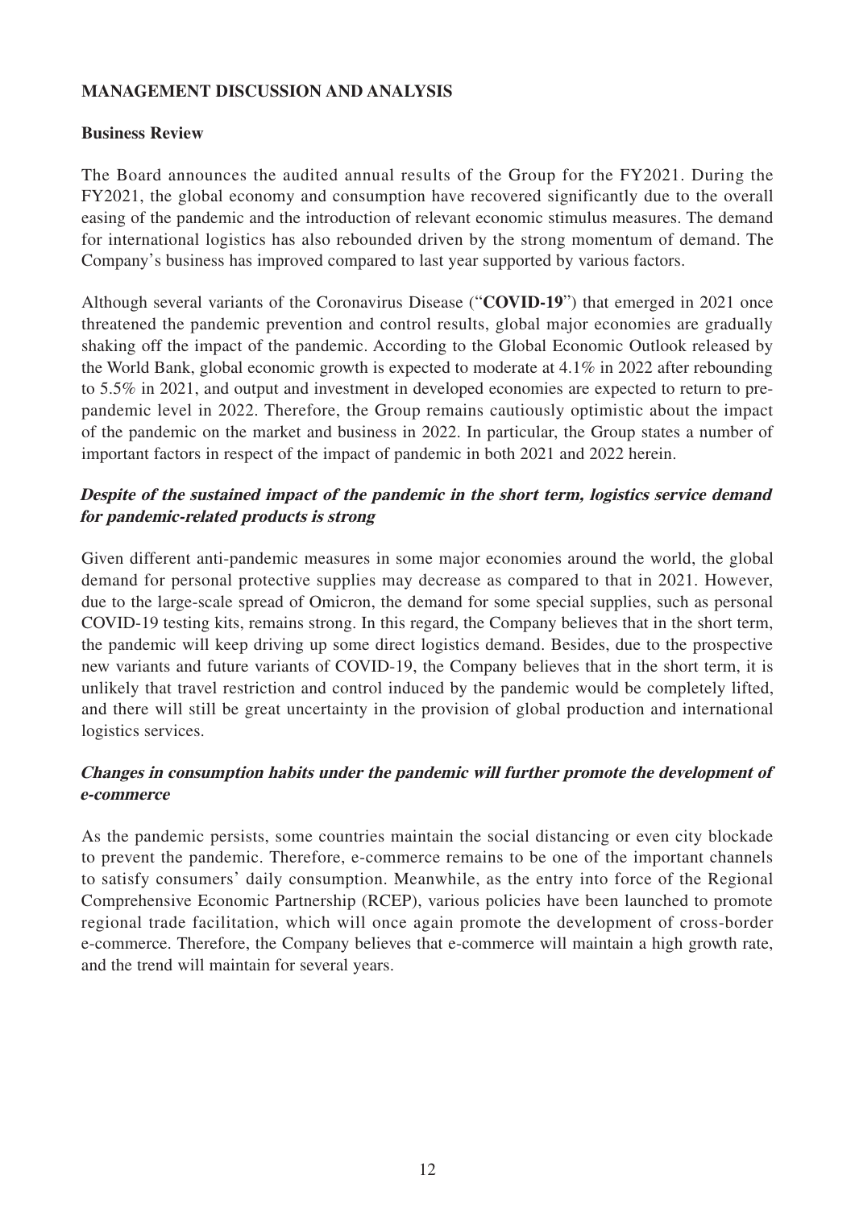## MANAGEMENT DISCUSSION AND ANALYSIS

### Business Review

The Board announces the audited annual results of the Group for the FY2021. During the FY2021, the global economy and consumption have recovered significantly due to the overall easing of the pandemic and the introduction of relevant economic stimulus measures. The demand for international logistics has also rebounded driven by the strong momentum of demand. The Company's business has improved compared to last year supported by various factors.

Although several variants of the Coronavirus Disease ("**COVID-19**") that emerged in 2021 once threatened the pandemic prevention and control results, global major economies are gradually shaking off the impact of the pandemic. According to the Global Economic Outlook released by the World Bank, global economic growth is expected to moderate at 4.1% in 2022 after rebounding to 5.5% in 2021, and output and investment in developed economies are expected to return to pre-pandemic level in 2022. Therefore, the Group remains cautiously optimistic about the impact of the pandemic on the market and business in 2022. In particular, the Group states a number of important factors in respect of the impact of pandemic in both 2021 and 2022 herein.

***Despite of the sustained impact of the pandemic in the short term, logistics service demand for pandemic-related products is strong***

Given different anti-pandemic measures in some major economies around the world, the global demand for personal protective supplies may decrease as compared to that in 2021. However, due to the large-scale spread of Omicron, the demand for some special supplies, such as personal COVID-19 testing kits, remains strong. In this regard, the Company believes that in the short term, the pandemic will keep driving up some direct logistics demand. Besides, due to the prospective new variants and future variants of COVID-19, the Company believes that in the short term, it is unlikely that travel restriction and control induced by the pandemic would be completely lifted, and there will still be great uncertainty in the provision of global production and international logistics services.

***Changes in consumption habits under the pandemic will further promote the development of e-commerce***

As the pandemic persists, some countries maintain the social distancing or even city blockade to prevent the pandemic. Therefore, e-commerce remains to be one of the important channels to satisfy consumers' daily consumption. Meanwhile, as the entry into force of the Regional Comprehensive Economic Partnership (RCEP), various policies have been launched to promote regional trade facilitation, which will once again promote the development of cross-border e-commerce. Therefore, the Company believes that e-commerce will maintain a high growth rate, and the trend will maintain for several years.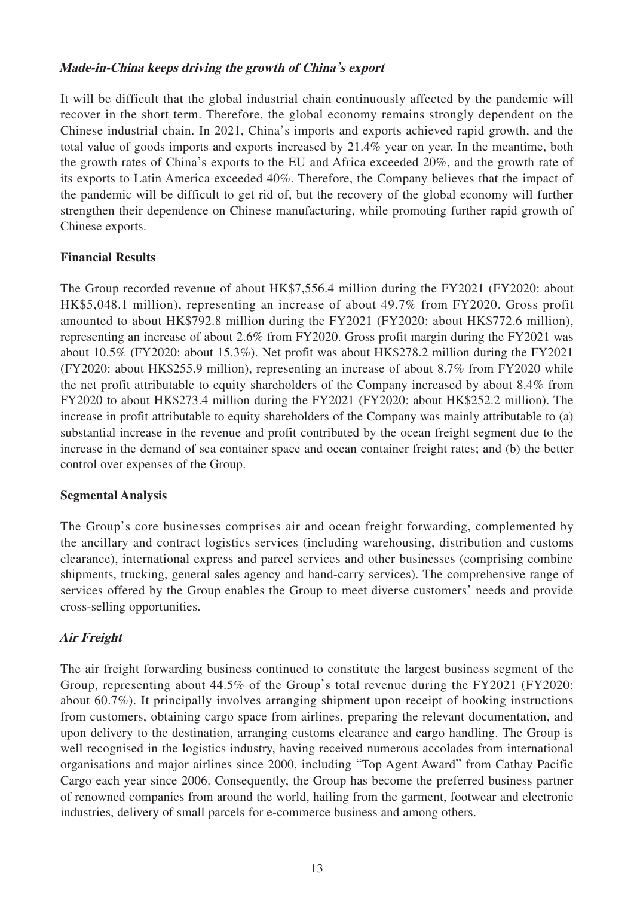***Made-in-China keeps driving the growth of China's export***

It will be difficult that the global industrial chain continuously affected by the pandemic will recover in the short term. Therefore, the global economy remains strongly dependent on the Chinese industrial chain. In 2021, China's imports and exports achieved rapid growth, and the total value of goods imports and exports increased by 21.4% year on year. In the meantime, both the growth rates of China's exports to the EU and Africa exceeded 20%, and the growth rate of its exports to Latin America exceeded 40%. Therefore, the Company believes that the impact of the pandemic will be difficult to get rid of, but the recovery of the global economy will further strengthen their dependence on Chinese manufacturing, while promoting further rapid growth of Chinese exports.

**Financial Results**

The Group recorded revenue of about HK$7,556.4 million during the FY2021 (FY2020: about HK$5,048.1 million), representing an increase of about 49.7% from FY2020. Gross profit amounted to about HK$792.8 million during the FY2021 (FY2020: about HK$772.6 million), representing an increase of about 2.6% from FY2020. Gross profit margin during the FY2021 was about 10.5% (FY2020: about 15.3%). Net profit was about HK$278.2 million during the FY2021 (FY2020: about HK$255.9 million), representing an increase of about 8.7% from FY2020 while the net profit attributable to equity shareholders of the Company increased by about 8.4% from FY2020 to about HK$273.4 million during the FY2021 (FY2020: about HK$252.2 million). The increase in profit attributable to equity shareholders of the Company was mainly attributable to (a) substantial increase in the revenue and profit contributed by the ocean freight segment due to the increase in the demand of sea container space and ocean container freight rates; and (b) the better control over expenses of the Group.

**Segmental Analysis**

The Group's core businesses comprises air and ocean freight forwarding, complemented by the ancillary and contract logistics services (including warehousing, distribution and customs clearance), international express and parcel services and other businesses (comprising combine shipments, trucking, general sales agency and hand-carry services). The comprehensive range of services offered by the Group enables the Group to meet diverse customers' needs and provide cross-selling opportunities.

***Air Freight***

The air freight forwarding business continued to constitute the largest business segment of the Group, representing about 44.5% of the Group's total revenue during the FY2021 (FY2020: about 60.7%). It principally involves arranging shipment upon receipt of booking instructions from customers, obtaining cargo space from airlines, preparing the relevant documentation, and upon delivery to the destination, arranging customs clearance and cargo handling. The Group is well recognised in the logistics industry, having received numerous accolades from international organisations and major airlines since 2000, including "Top Agent Award" from Cathay Pacific Cargo each year since 2006. Consequently, the Group has become the preferred business partner of renowned companies from around the world, hailing from the garment, footwear and electronic industries, delivery of small parcels for e-commerce business and among others.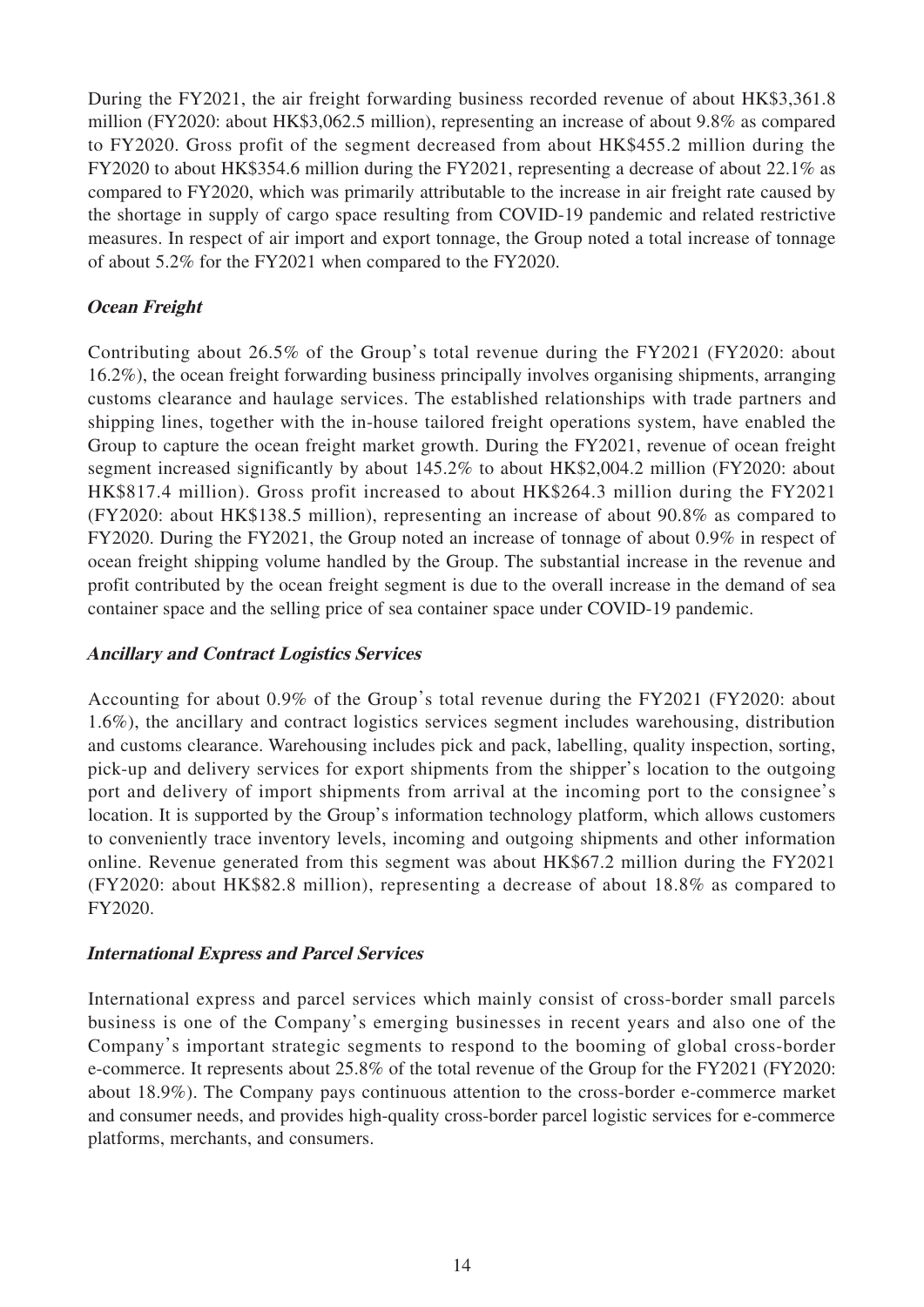During the FY2021, the air freight forwarding business recorded revenue of about HK$3,361.8 million (FY2020: about HK$3,062.5 million), representing an increase of about 9.8% as compared to FY2020. Gross profit of the segment decreased from about HK$455.2 million during the FY2020 to about HK$354.6 million during the FY2021, representing a decrease of about 22.1% as compared to FY2020, which was primarily attributable to the increase in air freight rate caused by the shortage in supply of cargo space resulting from COVID-19 pandemic and related restrictive measures. In respect of air import and export tonnage, the Group noted a total increase of tonnage of about 5.2% for the FY2021 when compared to the FY2020.

***Ocean Freight***

Contributing about 26.5% of the Group's total revenue during the FY2021 (FY2020: about 16.2%), the ocean freight forwarding business principally involves organising shipments, arranging customs clearance and haulage services. The established relationships with trade partners and shipping lines, together with the in-house tailored freight operations system, have enabled the Group to capture the ocean freight market growth. During the FY2021, revenue of ocean freight segment increased significantly by about 145.2% to about HK$2,004.2 million (FY2020: about HK$817.4 million). Gross profit increased to about HK$264.3 million during the FY2021 (FY2020: about HK$138.5 million), representing an increase of about 90.8% as compared to FY2020. During the FY2021, the Group noted an increase of tonnage of about 0.9% in respect of ocean freight shipping volume handled by the Group. The substantial increase in the revenue and profit contributed by the ocean freight segment is due to the overall increase in the demand of sea container space and the selling price of sea container space under COVID-19 pandemic.

***Ancillary and Contract Logistics Services***

Accounting for about 0.9% of the Group's total revenue during the FY2021 (FY2020: about 1.6%), the ancillary and contract logistics services segment includes warehousing, distribution and customs clearance. Warehousing includes pick and pack, labelling, quality inspection, sorting, pick-up and delivery services for export shipments from the shipper's location to the outgoing port and delivery of import shipments from arrival at the incoming port to the consignee's location. It is supported by the Group's information technology platform, which allows customers to conveniently trace inventory levels, incoming and outgoing shipments and other information online. Revenue generated from this segment was about HK$67.2 million during the FY2021 (FY2020: about HK$82.8 million), representing a decrease of about 18.8% as compared to FY2020.

***International Express and Parcel Services***

International express and parcel services which mainly consist of cross-border small parcels business is one of the Company's emerging businesses in recent years and also one of the Company's important strategic segments to respond to the booming of global cross-border e-commerce. It represents about 25.8% of the total revenue of the Group for the FY2021 (FY2020: about 18.9%). The Company pays continuous attention to the cross-border e-commerce market and consumer needs, and provides high-quality cross-border parcel logistic services for e-commerce platforms, merchants, and consumers.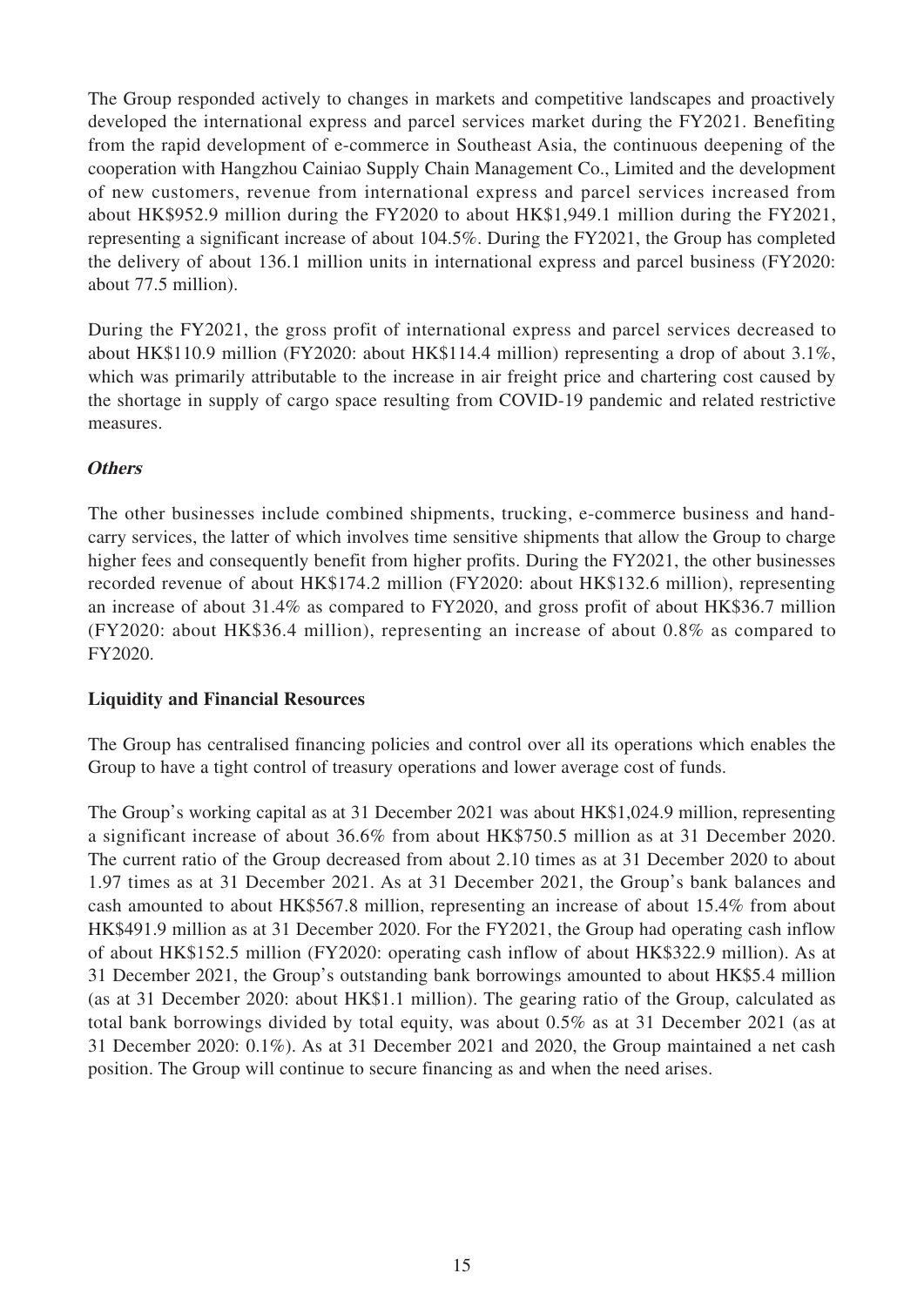The Group responded actively to changes in markets and competitive landscapes and proactively developed the international express and parcel services market during the FY2021. Benefiting from the rapid development of e-commerce in Southeast Asia, the continuous deepening of the cooperation with Hangzhou Cainiao Supply Chain Management Co., Limited and the development of new customers, revenue from international express and parcel services increased from about HK$952.9 million during the FY2020 to about HK$1,949.1 million during the FY2021, representing a significant increase of about 104.5%. During the FY2021, the Group has completed the delivery of about 136.1 million units in international express and parcel business (FY2020: about 77.5 million).

During the FY2021, the gross profit of international express and parcel services decreased to about HK$110.9 million (FY2020: about HK$114.4 million) representing a drop of about 3.1%, which was primarily attributable to the increase in air freight price and chartering cost caused by the shortage in supply of cargo space resulting from COVID-19 pandemic and related restrictive measures.

***Others***

The other businesses include combined shipments, trucking, e-commerce business and hand-carry services, the latter of which involves time sensitive shipments that allow the Group to charge higher fees and consequently benefit from higher profits. During the FY2021, the other businesses recorded revenue of about HK$174.2 million (FY2020: about HK$132.6 million), representing an increase of about 31.4% as compared to FY2020, and gross profit of about HK$36.7 million (FY2020: about HK$36.4 million), representing an increase of about 0.8% as compared to FY2020.

**Liquidity and Financial Resources**

The Group has centralised financing policies and control over all its operations which enables the Group to have a tight control of treasury operations and lower average cost of funds.

The Group's working capital as at 31 December 2021 was about HK$1,024.9 million, representing a significant increase of about 36.6% from about HK$750.5 million as at 31 December 2020. The current ratio of the Group decreased from about 2.10 times as at 31 December 2020 to about 1.97 times as at 31 December 2021. As at 31 December 2021, the Group's bank balances and cash amounted to about HK$567.8 million, representing an increase of about 15.4% from about HK$491.9 million as at 31 December 2020. For the FY2021, the Group had operating cash inflow of about HK$152.5 million (FY2020: operating cash inflow of about HK$322.9 million). As at 31 December 2021, the Group's outstanding bank borrowings amounted to about HK$5.4 million (as at 31 December 2020: about HK$1.1 million). The gearing ratio of the Group, calculated as total bank borrowings divided by total equity, was about 0.5% as at 31 December 2021 (as at 31 December 2020: 0.1%). As at 31 December 2021 and 2020, the Group maintained a net cash position. The Group will continue to secure financing as and when the need arises.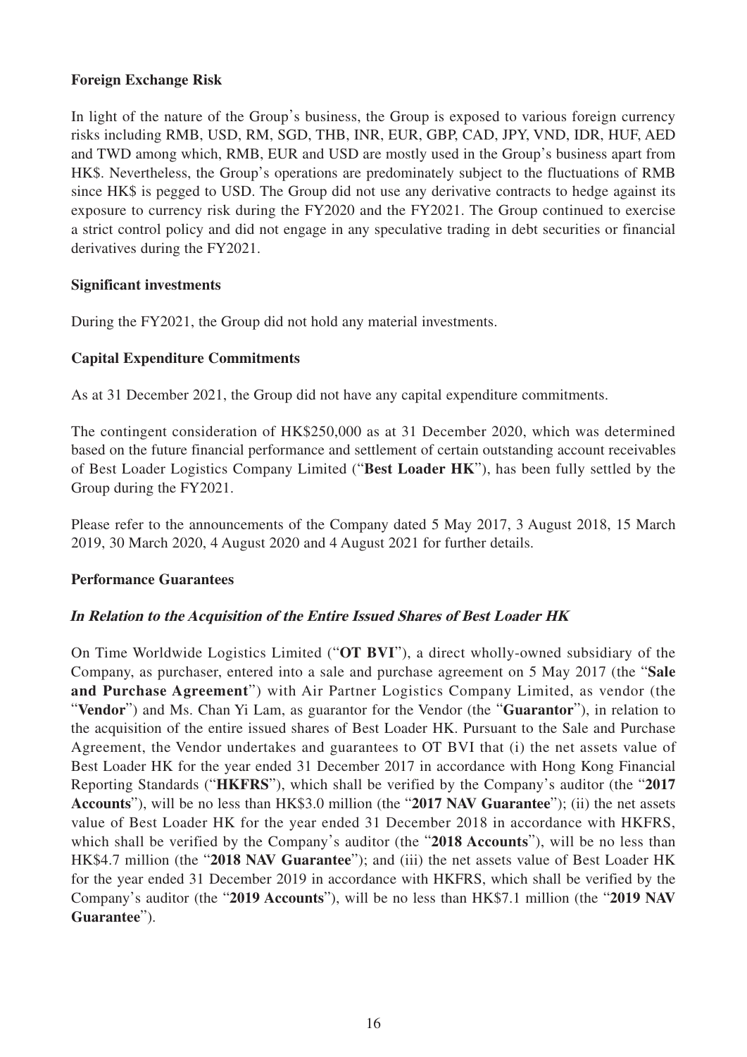**Foreign Exchange Risk**

In light of the nature of the Group's business, the Group is exposed to various foreign currency risks including RMB, USD, RM, SGD, THB, INR, EUR, GBP, CAD, JPY, VND, IDR, HUF, AED and TWD among which, RMB, EUR and USD are mostly used in the Group's business apart from HK$. Nevertheless, the Group's operations are predominately subject to the fluctuations of RMB since HK$ is pegged to USD. The Group did not use any derivative contracts to hedge against its exposure to currency risk during the FY2020 and the FY2021. The Group continued to exercise a strict control policy and did not engage in any speculative trading in debt securities or financial derivatives during the FY2021.

**Significant investments**

During the FY2021, the Group did not hold any material investments.

**Capital Expenditure Commitments**

As at 31 December 2021, the Group did not have any capital expenditure commitments.

The contingent consideration of HK$250,000 as at 31 December 2020, which was determined based on the future financial performance and settlement of certain outstanding account receivables of Best Loader Logistics Company Limited ("**Best Loader HK**"), has been fully settled by the Group during the FY2021.

Please refer to the announcements of the Company dated 5 May 2017, 3 August 2018, 15 March 2019, 30 March 2020, 4 August 2020 and 4 August 2021 for further details.

**Performance Guarantees**

***In Relation to the Acquisition of the Entire Issued Shares of Best Loader HK***

On Time Worldwide Logistics Limited ("**OT BVI**"), a direct wholly-owned subsidiary of the Company, as purchaser, entered into a sale and purchase agreement on 5 May 2017 (the "**Sale and Purchase Agreement**") with Air Partner Logistics Company Limited, as vendor (the "**Vendor**") and Ms. Chan Yi Lam, as guarantor for the Vendor (the "**Guarantor**"), in relation to the acquisition of the entire issued shares of Best Loader HK. Pursuant to the Sale and Purchase Agreement, the Vendor undertakes and guarantees to OT BVI that (i) the net assets value of Best Loader HK for the year ended 31 December 2017 in accordance with Hong Kong Financial Reporting Standards ("**HKFRS**"), which shall be verified by the Company's auditor (the "**2017 Accounts**"), will be no less than HK$3.0 million (the "**2017 NAV Guarantee**"); (ii) the net assets value of Best Loader HK for the year ended 31 December 2018 in accordance with HKFRS, which shall be verified by the Company's auditor (the "**2018 Accounts**"), will be no less than HK$4.7 million (the "**2018 NAV Guarantee**"); and (iii) the net assets value of Best Loader HK for the year ended 31 December 2019 in accordance with HKFRS, which shall be verified by the Company's auditor (the "**2019 Accounts**"), will be no less than HK$7.1 million (the "**2019 NAV Guarantee**").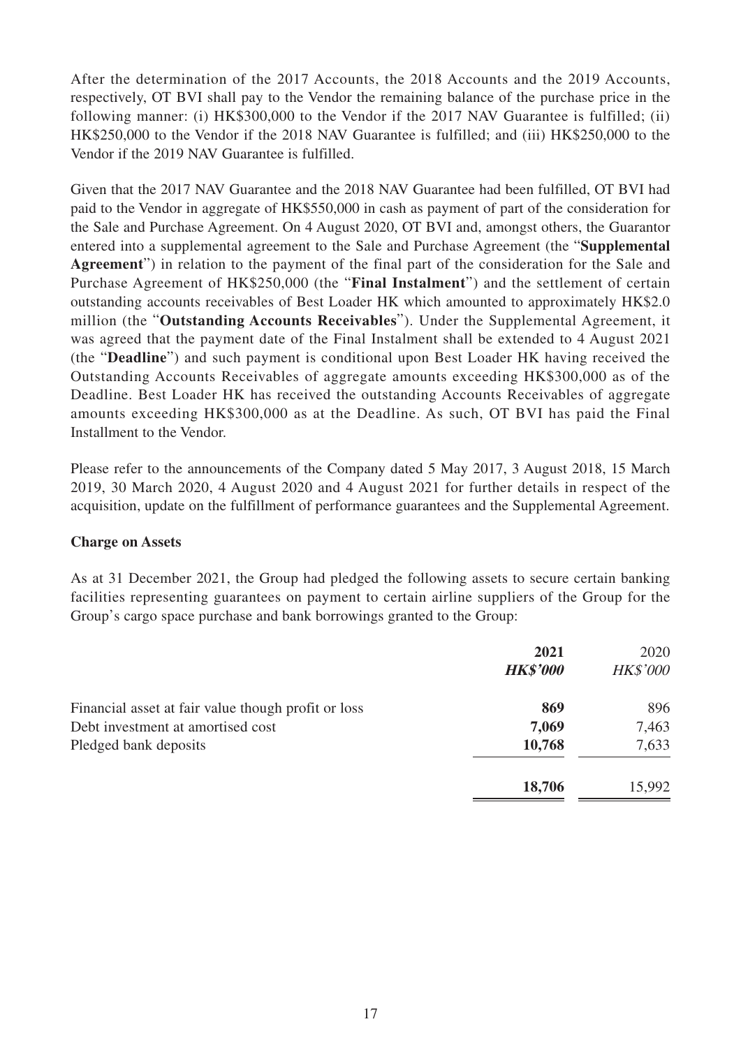After the determination of the 2017 Accounts, the 2018 Accounts and the 2019 Accounts, respectively, OT BVI shall pay to the Vendor the remaining balance of the purchase price in the following manner: (i) HK$300,000 to the Vendor if the 2017 NAV Guarantee is fulfilled; (ii) HK$250,000 to the Vendor if the 2018 NAV Guarantee is fulfilled; and (iii) HK$250,000 to the Vendor if the 2019 NAV Guarantee is fulfilled.

Given that the 2017 NAV Guarantee and the 2018 NAV Guarantee had been fulfilled, OT BVI had paid to the Vendor in aggregate of HK$550,000 in cash as payment of part of the consideration for the Sale and Purchase Agreement. On 4 August 2020, OT BVI and, amongst others, the Guarantor entered into a supplemental agreement to the Sale and Purchase Agreement (the "**Supplemental Agreement**") in relation to the payment of the final part of the consideration for the Sale and Purchase Agreement of HK$250,000 (the "**Final Instalment**") and the settlement of certain outstanding accounts receivables of Best Loader HK which amounted to approximately HK$2.0 million (the "**Outstanding Accounts Receivables**"). Under the Supplemental Agreement, it was agreed that the payment date of the Final Instalment shall be extended to 4 August 2021 (the "**Deadline**") and such payment is conditional upon Best Loader HK having received the Outstanding Accounts Receivables of aggregate amounts exceeding HK$300,000 as of the Deadline. Best Loader HK has received the outstanding Accounts Receivables of aggregate amounts exceeding HK$300,000 as at the Deadline. As such, OT BVI has paid the Final Installment to the Vendor.

Please refer to the announcements of the Company dated 5 May 2017, 3 August 2018, 15 March 2019, 30 March 2020, 4 August 2020 and 4 August 2021 for further details in respect of the acquisition, update on the fulfillment of performance guarantees and the Supplemental Agreement.

**Charge on Assets**

As at 31 December 2021, the Group had pledged the following assets to secure certain banking facilities representing guarantees on payment to certain airline suppliers of the Group for the Group's cargo space purchase and bank borrowings granted to the Group:

| | **2021** | 2020 |
|---|---|---|
| | ***HK$'000*** | *HK$'000* |
| Financial asset at fair value though profit or loss | **869** | 896 |
| Debt investment at amortised cost | **7,069** | 7,463 |
| Pledged bank deposits | **10,768** | 7,633 |
| | **18,706** | 15,992 |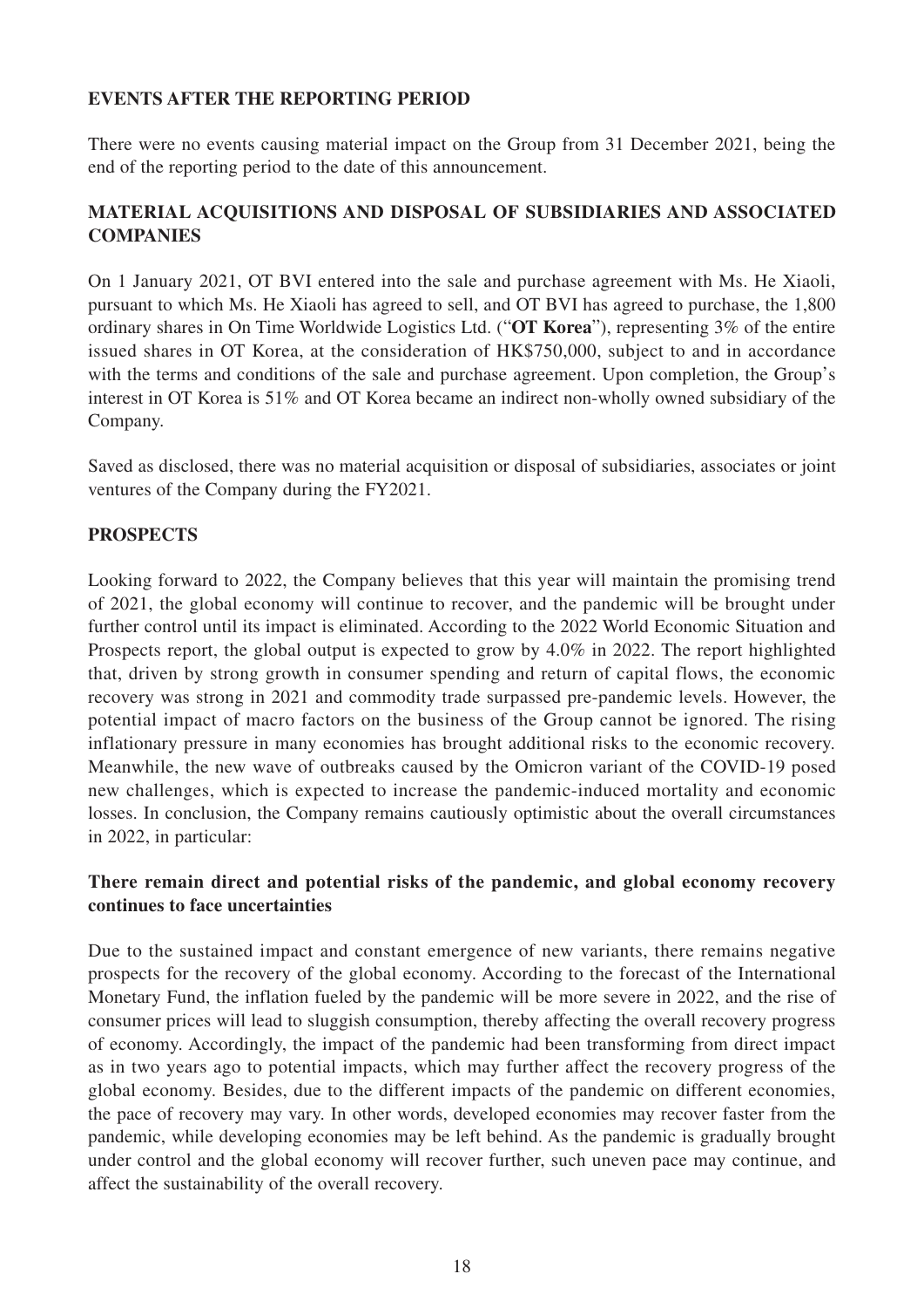## EVENTS AFTER THE REPORTING PERIOD

There were no events causing material impact on the Group from 31 December 2021, being the end of the reporting period to the date of this announcement.

## MATERIAL ACQUISITIONS AND DISPOSAL OF SUBSIDIARIES AND ASSOCIATED COMPANIES

On 1 January 2021, OT BVI entered into the sale and purchase agreement with Ms. He Xiaoli, pursuant to which Ms. He Xiaoli has agreed to sell, and OT BVI has agreed to purchase, the 1,800 ordinary shares in On Time Worldwide Logistics Ltd. ("**OT Korea**"), representing 3% of the entire issued shares in OT Korea, at the consideration of HK$750,000, subject to and in accordance with the terms and conditions of the sale and purchase agreement. Upon completion, the Group's interest in OT Korea is 51% and OT Korea became an indirect non-wholly owned subsidiary of the Company.

Saved as disclosed, there was no material acquisition or disposal of subsidiaries, associates or joint ventures of the Company during the FY2021.

## PROSPECTS

Looking forward to 2022, the Company believes that this year will maintain the promising trend of 2021, the global economy will continue to recover, and the pandemic will be brought under further control until its impact is eliminated. According to the 2022 World Economic Situation and Prospects report, the global output is expected to grow by 4.0% in 2022. The report highlighted that, driven by strong growth in consumer spending and return of capital flows, the economic recovery was strong in 2021 and commodity trade surpassed pre-pandemic levels. However, the potential impact of macro factors on the business of the Group cannot be ignored. The rising inflationary pressure in many economies has brought additional risks to the economic recovery. Meanwhile, the new wave of outbreaks caused by the Omicron variant of the COVID-19 posed new challenges, which is expected to increase the pandemic-induced mortality and economic losses. In conclusion, the Company remains cautiously optimistic about the overall circumstances in 2022, in particular:

### There remain direct and potential risks of the pandemic, and global economy recovery continues to face uncertainties

Due to the sustained impact and constant emergence of new variants, there remains negative prospects for the recovery of the global economy. According to the forecast of the International Monetary Fund, the inflation fueled by the pandemic will be more severe in 2022, and the rise of consumer prices will lead to sluggish consumption, thereby affecting the overall recovery progress of economy. Accordingly, the impact of the pandemic had been transforming from direct impact as in two years ago to potential impacts, which may further affect the recovery progress of the global economy. Besides, due to the different impacts of the pandemic on different economies, the pace of recovery may vary. In other words, developed economies may recover faster from the pandemic, while developing economies may be left behind. As the pandemic is gradually brought under control and the global economy will recover further, such uneven pace may continue, and affect the sustainability of the overall recovery.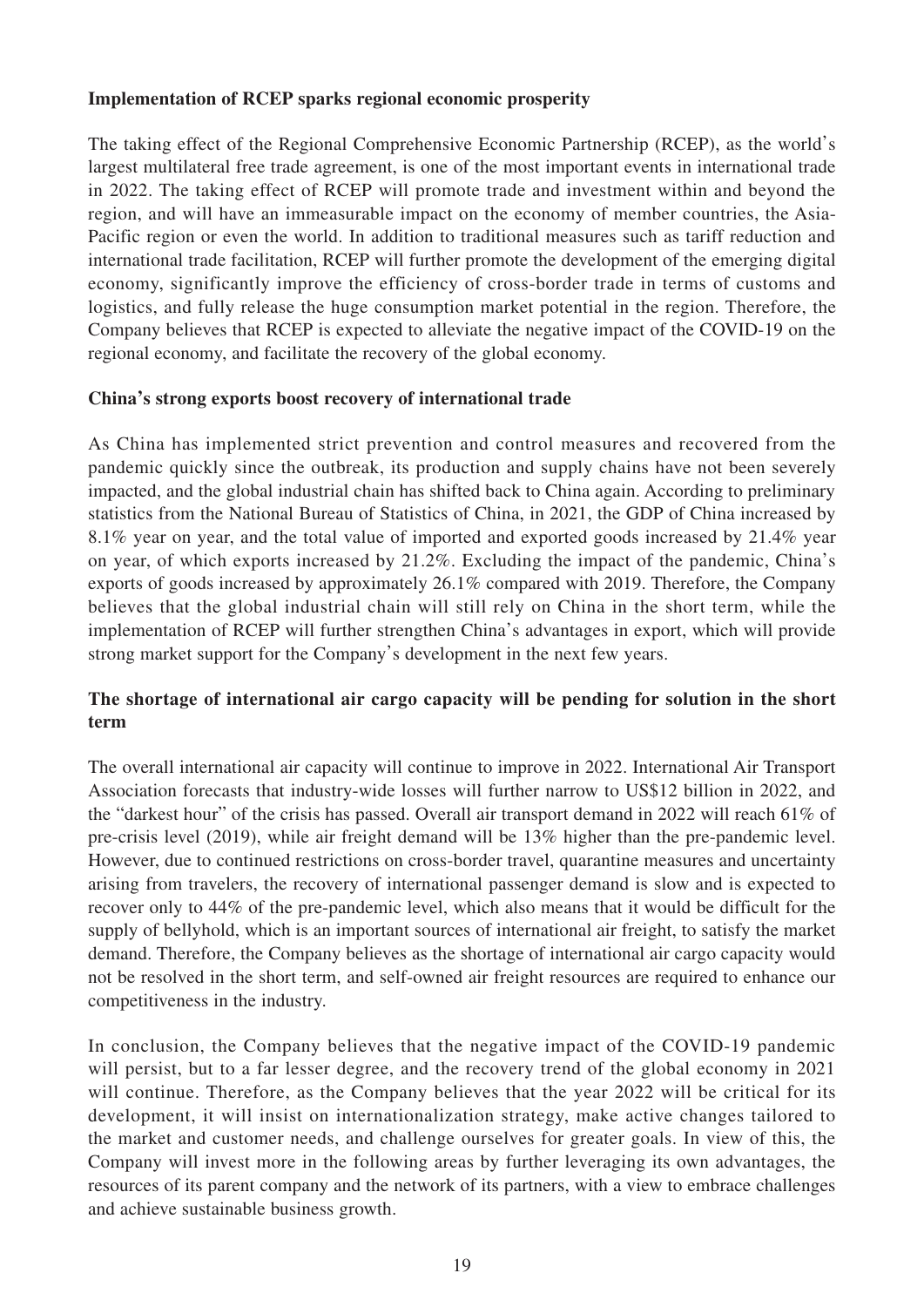**Implementation of RCEP sparks regional economic prosperity**

The taking effect of the Regional Comprehensive Economic Partnership (RCEP), as the world's largest multilateral free trade agreement, is one of the most important events in international trade in 2022. The taking effect of RCEP will promote trade and investment within and beyond the region, and will have an immeasurable impact on the economy of member countries, the Asia-Pacific region or even the world. In addition to traditional measures such as tariff reduction and international trade facilitation, RCEP will further promote the development of the emerging digital economy, significantly improve the efficiency of cross-border trade in terms of customs and logistics, and fully release the huge consumption market potential in the region. Therefore, the Company believes that RCEP is expected to alleviate the negative impact of the COVID-19 on the regional economy, and facilitate the recovery of the global economy.

**China's strong exports boost recovery of international trade**

As China has implemented strict prevention and control measures and recovered from the pandemic quickly since the outbreak, its production and supply chains have not been severely impacted, and the global industrial chain has shifted back to China again. According to preliminary statistics from the National Bureau of Statistics of China, in 2021, the GDP of China increased by 8.1% year on year, and the total value of imported and exported goods increased by 21.4% year on year, of which exports increased by 21.2%. Excluding the impact of the pandemic, China's exports of goods increased by approximately 26.1% compared with 2019. Therefore, the Company believes that the global industrial chain will still rely on China in the short term, while the implementation of RCEP will further strengthen China's advantages in export, which will provide strong market support for the Company's development in the next few years.

**The shortage of international air cargo capacity will be pending for solution in the short term**

The overall international air capacity will continue to improve in 2022. International Air Transport Association forecasts that industry-wide losses will further narrow to US$12 billion in 2022, and the "darkest hour" of the crisis has passed. Overall air transport demand in 2022 will reach 61% of pre-crisis level (2019), while air freight demand will be 13% higher than the pre-pandemic level. However, due to continued restrictions on cross-border travel, quarantine measures and uncertainty arising from travelers, the recovery of international passenger demand is slow and is expected to recover only to 44% of the pre-pandemic level, which also means that it would be difficult for the supply of bellyhold, which is an important sources of international air freight, to satisfy the market demand. Therefore, the Company believes as the shortage of international air cargo capacity would not be resolved in the short term, and self-owned air freight resources are required to enhance our competitiveness in the industry.

In conclusion, the Company believes that the negative impact of the COVID-19 pandemic will persist, but to a far lesser degree, and the recovery trend of the global economy in 2021 will continue. Therefore, as the Company believes that the year 2022 will be critical for its development, it will insist on internationalization strategy, make active changes tailored to the market and customer needs, and challenge ourselves for greater goals. In view of this, the Company will invest more in the following areas by further leveraging its own advantages, the resources of its parent company and the network of its partners, with a view to embrace challenges and achieve sustainable business growth.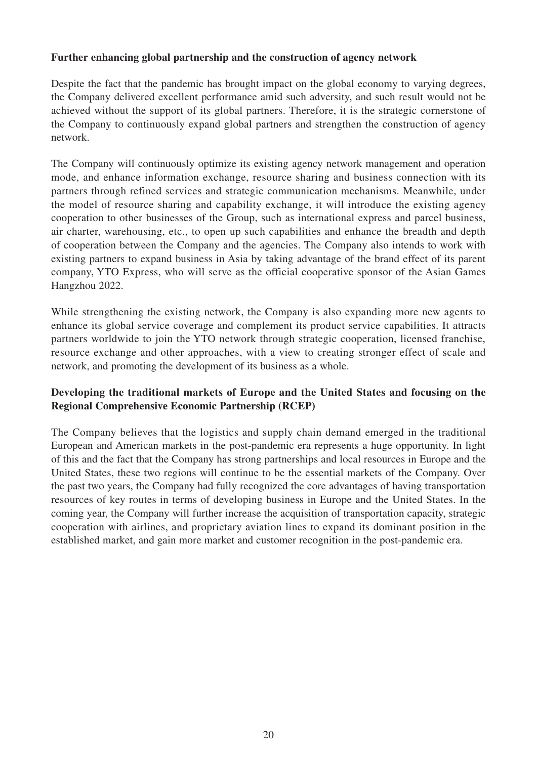**Further enhancing global partnership and the construction of agency network**

Despite the fact that the pandemic has brought impact on the global economy to varying degrees, the Company delivered excellent performance amid such adversity, and such result would not be achieved without the support of its global partners. Therefore, it is the strategic cornerstone of the Company to continuously expand global partners and strengthen the construction of agency network.

The Company will continuously optimize its existing agency network management and operation mode, and enhance information exchange, resource sharing and business connection with its partners through refined services and strategic communication mechanisms. Meanwhile, under the model of resource sharing and capability exchange, it will introduce the existing agency cooperation to other businesses of the Group, such as international express and parcel business, air charter, warehousing, etc., to open up such capabilities and enhance the breadth and depth of cooperation between the Company and the agencies. The Company also intends to work with existing partners to expand business in Asia by taking advantage of the brand effect of its parent company, YTO Express, who will serve as the official cooperative sponsor of the Asian Games Hangzhou 2022.

While strengthening the existing network, the Company is also expanding more new agents to enhance its global service coverage and complement its product service capabilities. It attracts partners worldwide to join the YTO network through strategic cooperation, licensed franchise, resource exchange and other approaches, with a view to creating stronger effect of scale and network, and promoting the development of its business as a whole.

**Developing the traditional markets of Europe and the United States and focusing on the Regional Comprehensive Economic Partnership (RCEP)**

The Company believes that the logistics and supply chain demand emerged in the traditional European and American markets in the post-pandemic era represents a huge opportunity. In light of this and the fact that the Company has strong partnerships and local resources in Europe and the United States, these two regions will continue to be the essential markets of the Company. Over the past two years, the Company had fully recognized the core advantages of having transportation resources of key routes in terms of developing business in Europe and the United States. In the coming year, the Company will further increase the acquisition of transportation capacity, strategic cooperation with airlines, and proprietary aviation lines to expand its dominant position in the established market, and gain more market and customer recognition in the post-pandemic era.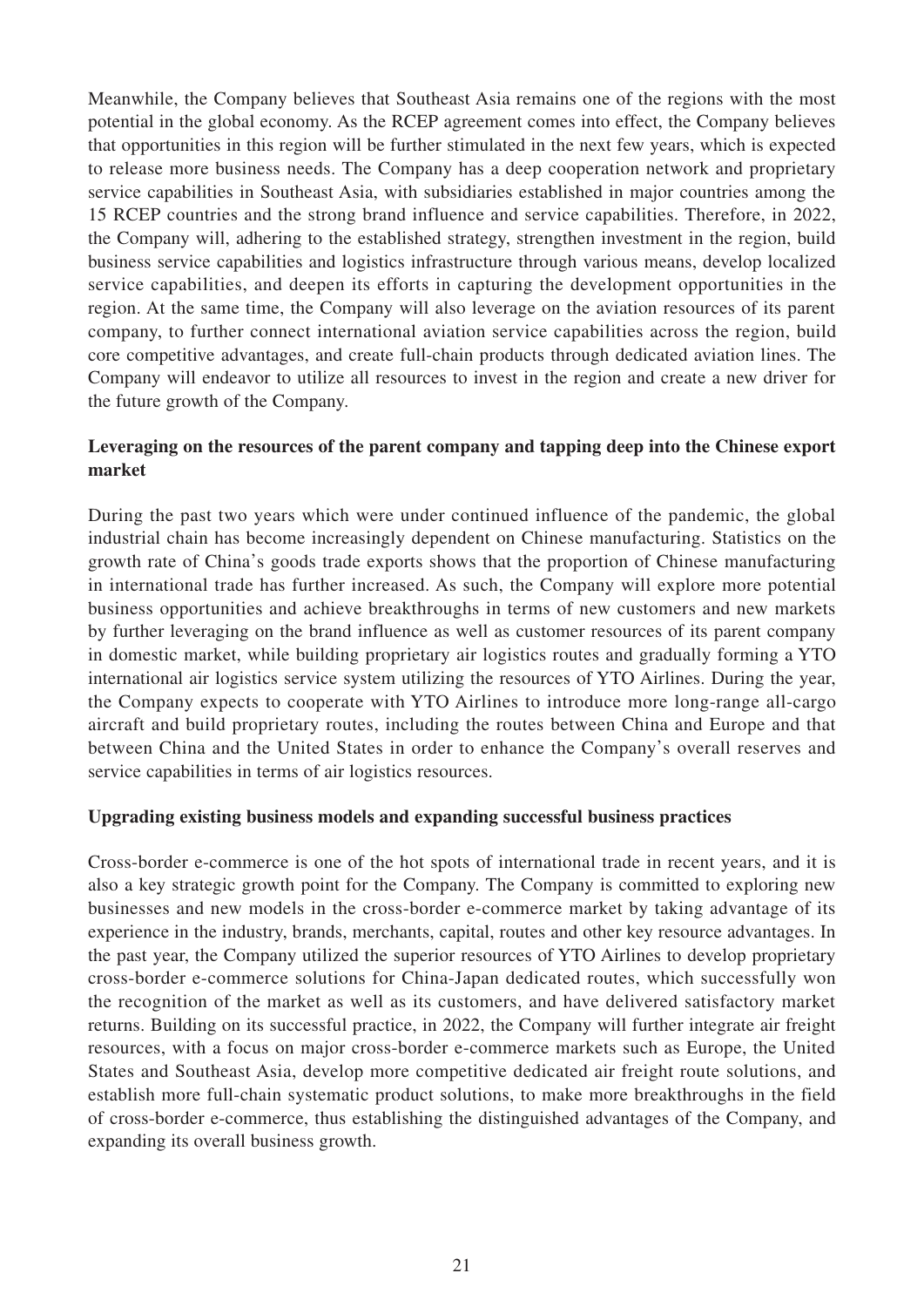Meanwhile, the Company believes that Southeast Asia remains one of the regions with the most potential in the global economy. As the RCEP agreement comes into effect, the Company believes that opportunities in this region will be further stimulated in the next few years, which is expected to release more business needs. The Company has a deep cooperation network and proprietary service capabilities in Southeast Asia, with subsidiaries established in major countries among the 15 RCEP countries and the strong brand influence and service capabilities. Therefore, in 2022, the Company will, adhering to the established strategy, strengthen investment in the region, build business service capabilities and logistics infrastructure through various means, develop localized service capabilities, and deepen its efforts in capturing the development opportunities in the region. At the same time, the Company will also leverage on the aviation resources of its parent company, to further connect international aviation service capabilities across the region, build core competitive advantages, and create full-chain products through dedicated aviation lines. The Company will endeavor to utilize all resources to invest in the region and create a new driver for the future growth of the Company.

**Leveraging on the resources of the parent company and tapping deep into the Chinese export market**

During the past two years which were under continued influence of the pandemic, the global industrial chain has become increasingly dependent on Chinese manufacturing. Statistics on the growth rate of China's goods trade exports shows that the proportion of Chinese manufacturing in international trade has further increased. As such, the Company will explore more potential business opportunities and achieve breakthroughs in terms of new customers and new markets by further leveraging on the brand influence as well as customer resources of its parent company in domestic market, while building proprietary air logistics routes and gradually forming a YTO international air logistics service system utilizing the resources of YTO Airlines. During the year, the Company expects to cooperate with YTO Airlines to introduce more long-range all-cargo aircraft and build proprietary routes, including the routes between China and Europe and that between China and the United States in order to enhance the Company's overall reserves and service capabilities in terms of air logistics resources.

**Upgrading existing business models and expanding successful business practices**

Cross-border e-commerce is one of the hot spots of international trade in recent years, and it is also a key strategic growth point for the Company. The Company is committed to exploring new businesses and new models in the cross-border e-commerce market by taking advantage of its experience in the industry, brands, merchants, capital, routes and other key resource advantages. In the past year, the Company utilized the superior resources of YTO Airlines to develop proprietary cross-border e-commerce solutions for China-Japan dedicated routes, which successfully won the recognition of the market as well as its customers, and have delivered satisfactory market returns. Building on its successful practice, in 2022, the Company will further integrate air freight resources, with a focus on major cross-border e-commerce markets such as Europe, the United States and Southeast Asia, develop more competitive dedicated air freight route solutions, and establish more full-chain systematic product solutions, to make more breakthroughs in the field of cross-border e-commerce, thus establishing the distinguished advantages of the Company, and expanding its overall business growth.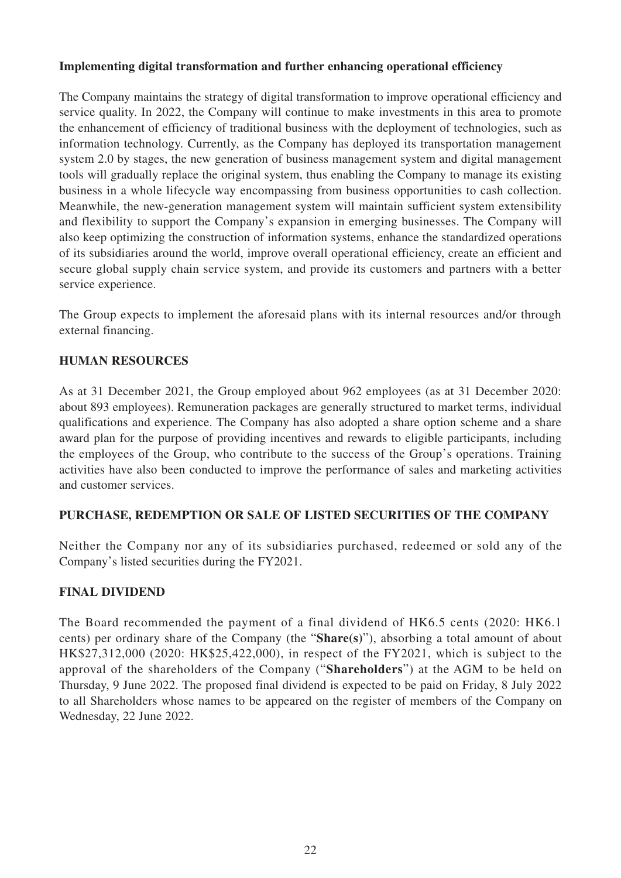**Implementing digital transformation and further enhancing operational efficiency**

The Company maintains the strategy of digital transformation to improve operational efficiency and service quality. In 2022, the Company will continue to make investments in this area to promote the enhancement of efficiency of traditional business with the deployment of technologies, such as information technology. Currently, as the Company has deployed its transportation management system 2.0 by stages, the new generation of business management system and digital management tools will gradually replace the original system, thus enabling the Company to manage its existing business in a whole lifecycle way encompassing from business opportunities to cash collection. Meanwhile, the new-generation management system will maintain sufficient system extensibility and flexibility to support the Company's expansion in emerging businesses. The Company will also keep optimizing the construction of information systems, enhance the standardized operations of its subsidiaries around the world, improve overall operational efficiency, create an efficient and secure global supply chain service system, and provide its customers and partners with a better service experience.

The Group expects to implement the aforesaid plans with its internal resources and/or through external financing.

## HUMAN RESOURCES

As at 31 December 2021, the Group employed about 962 employees (as at 31 December 2020: about 893 employees). Remuneration packages are generally structured to market terms, individual qualifications and experience. The Company has also adopted a share option scheme and a share award plan for the purpose of providing incentives and rewards to eligible participants, including the employees of the Group, who contribute to the success of the Group's operations. Training activities have also been conducted to improve the performance of sales and marketing activities and customer services.

## PURCHASE, REDEMPTION OR SALE OF LISTED SECURITIES OF THE COMPANY

Neither the Company nor any of its subsidiaries purchased, redeemed or sold any of the Company's listed securities during the FY2021.

## FINAL DIVIDEND

The Board recommended the payment of a final dividend of HK6.5 cents (2020: HK6.1 cents) per ordinary share of the Company (the "**Share(s)**"), absorbing a total amount of about HK$27,312,000 (2020: HK$25,422,000), in respect of the FY2021, which is subject to the approval of the shareholders of the Company ("**Shareholders**") at the AGM to be held on Thursday, 9 June 2022. The proposed final dividend is expected to be paid on Friday, 8 July 2022 to all Shareholders whose names to be appeared on the register of members of the Company on Wednesday, 22 June 2022.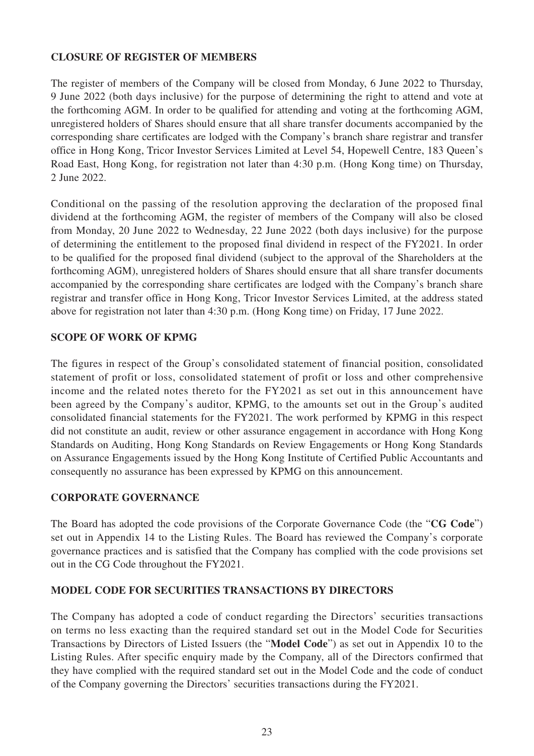## CLOSURE OF REGISTER OF MEMBERS

The register of members of the Company will be closed from Monday, 6 June 2022 to Thursday, 9 June 2022 (both days inclusive) for the purpose of determining the right to attend and vote at the forthcoming AGM. In order to be qualified for attending and voting at the forthcoming AGM, unregistered holders of Shares should ensure that all share transfer documents accompanied by the corresponding share certificates are lodged with the Company's branch share registrar and transfer office in Hong Kong, Tricor Investor Services Limited at Level 54, Hopewell Centre, 183 Queen's Road East, Hong Kong, for registration not later than 4:30 p.m. (Hong Kong time) on Thursday, 2 June 2022.

Conditional on the passing of the resolution approving the declaration of the proposed final dividend at the forthcoming AGM, the register of members of the Company will also be closed from Monday, 20 June 2022 to Wednesday, 22 June 2022 (both days inclusive) for the purpose of determining the entitlement to the proposed final dividend in respect of the FY2021. In order to be qualified for the proposed final dividend (subject to the approval of the Shareholders at the forthcoming AGM), unregistered holders of Shares should ensure that all share transfer documents accompanied by the corresponding share certificates are lodged with the Company's branch share registrar and transfer office in Hong Kong, Tricor Investor Services Limited, at the address stated above for registration not later than 4:30 p.m. (Hong Kong time) on Friday, 17 June 2022.

## SCOPE OF WORK OF KPMG

The figures in respect of the Group's consolidated statement of financial position, consolidated statement of profit or loss, consolidated statement of profit or loss and other comprehensive income and the related notes thereto for the FY2021 as set out in this announcement have been agreed by the Company's auditor, KPMG, to the amounts set out in the Group's audited consolidated financial statements for the FY2021. The work performed by KPMG in this respect did not constitute an audit, review or other assurance engagement in accordance with Hong Kong Standards on Auditing, Hong Kong Standards on Review Engagements or Hong Kong Standards on Assurance Engagements issued by the Hong Kong Institute of Certified Public Accountants and consequently no assurance has been expressed by KPMG on this announcement.

## CORPORATE GOVERNANCE

The Board has adopted the code provisions of the Corporate Governance Code (the "**CG Code**") set out in Appendix 14 to the Listing Rules. The Board has reviewed the Company's corporate governance practices and is satisfied that the Company has complied with the code provisions set out in the CG Code throughout the FY2021.

## MODEL CODE FOR SECURITIES TRANSACTIONS BY DIRECTORS

The Company has adopted a code of conduct regarding the Directors' securities transactions on terms no less exacting than the required standard set out in the Model Code for Securities Transactions by Directors of Listed Issuers (the "**Model Code**") as set out in Appendix 10 to the Listing Rules. After specific enquiry made by the Company, all of the Directors confirmed that they have complied with the required standard set out in the Model Code and the code of conduct of the Company governing the Directors' securities transactions during the FY2021.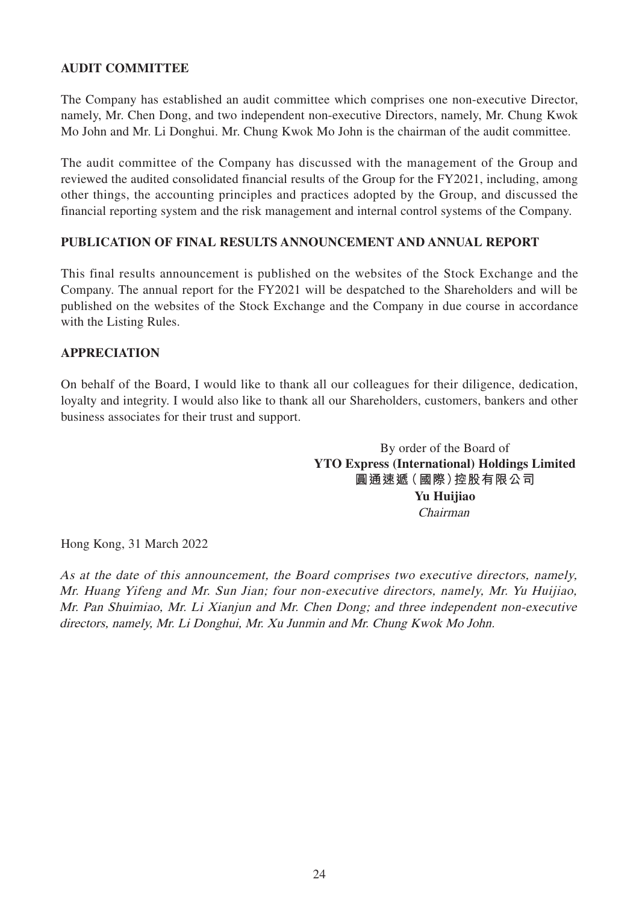## AUDIT COMMITTEE

The Company has established an audit committee which comprises one non-executive Director, namely, Mr. Chen Dong, and two independent non-executive Directors, namely, Mr. Chung Kwok Mo John and Mr. Li Donghui. Mr. Chung Kwok Mo John is the chairman of the audit committee.

The audit committee of the Company has discussed with the management of the Group and reviewed the audited consolidated financial results of the Group for the FY2021, including, among other things, the accounting principles and practices adopted by the Group, and discussed the financial reporting system and the risk management and internal control systems of the Company.

## PUBLICATION OF FINAL RESULTS ANNOUNCEMENT AND ANNUAL REPORT

This final results announcement is published on the websites of the Stock Exchange and the Company. The annual report for the FY2021 will be despatched to the Shareholders and will be published on the websites of the Stock Exchange and the Company in due course in accordance with the Listing Rules.

## APPRECIATION

On behalf of the Board, I would like to thank all our colleagues for their diligence, dedication, loyalty and integrity. I would also like to thank all our Shareholders, customers, bankers and other business associates for their trust and support.

By order of the Board of
**YTO Express (International) Holdings Limited**
**圓通速遞(國際)控股有限公司**
**Yu Huijiao**
*Chairman*

Hong Kong, 31 March 2022

*As at the date of this announcement, the Board comprises two executive directors, namely, Mr. Huang Yifeng and Mr. Sun Jian; four non-executive directors, namely, Mr. Yu Huijiao, Mr. Pan Shuimiao, Mr. Li Xianjun and Mr. Chen Dong; and three independent non-executive directors, namely, Mr. Li Donghui, Mr. Xu Junmin and Mr. Chung Kwok Mo John.*